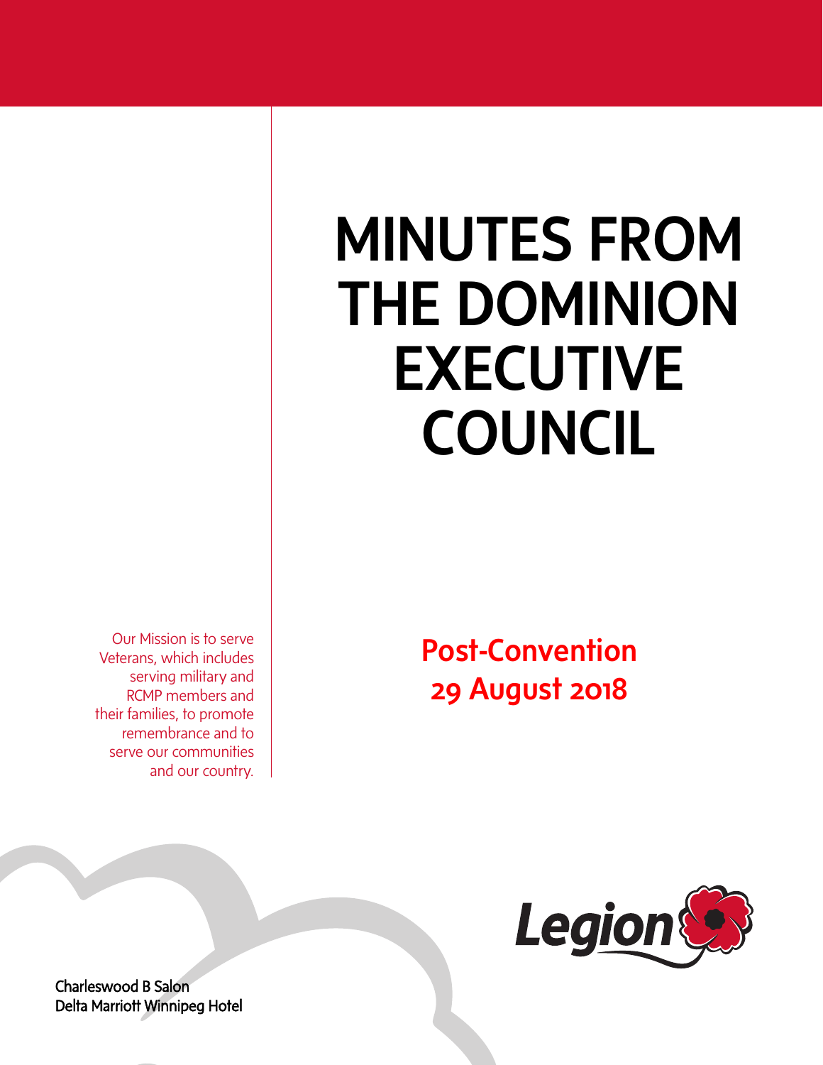# MINUTES FROM THE DOMINION EXECUTIVE COUNCIL

## Post-Convention
## 29 August 2018

Our Mission is to serve Veterans, which includes serving military and RCMP members and their families, to promote remembrance and to serve our communities and our country.

Legion

Charleswood B Salon
Delta Marriott Winnipeg Hotel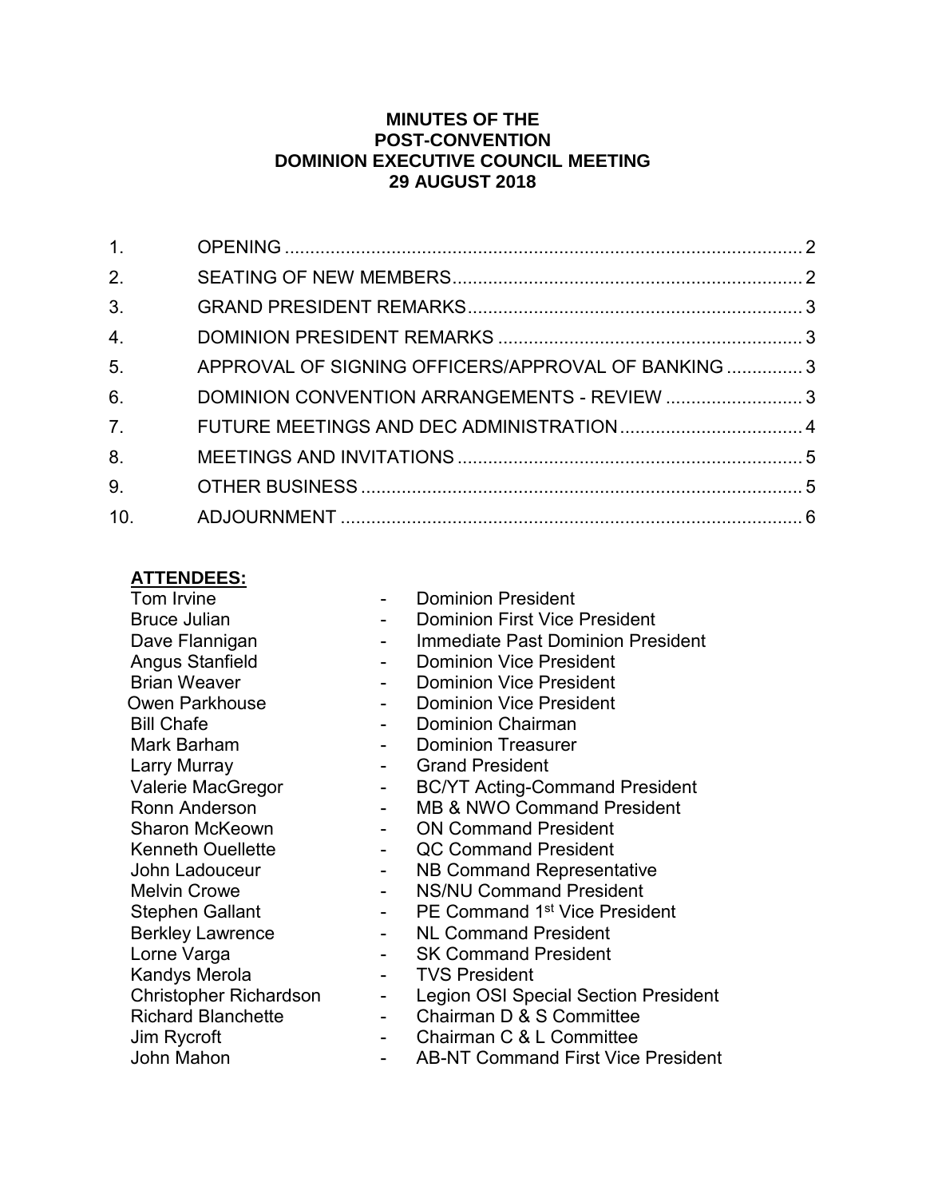**MINUTES OF THE**
**POST-CONVENTION**
**DOMINION EXECUTIVE COUNCIL MEETING**
**29 AUGUST 2018**

| | | |
|---|---|---|
| 1. | OPENING | 2 |
| 2. | SEATING OF NEW MEMBERS | 2 |
| 3. | GRAND PRESIDENT REMARKS | 3 |
| 4. | DOMINION PRESIDENT REMARKS | 3 |
| 5. | APPROVAL OF SIGNING OFFICERS/APPROVAL OF BANKING | 3 |
| 6. | DOMINION CONVENTION ARRANGEMENTS - REVIEW | 3 |
| 7. | FUTURE MEETINGS AND DEC ADMINISTRATION | 4 |
| 8. | MEETINGS AND INVITATIONS | 5 |
| 9. | OTHER BUSINESS | 5 |
| 10. | ADJOURNMENT | 6 |

**ATTENDEES:**

| | | |
|---|---|---|
| Tom Irvine | - | Dominion President |
| Bruce Julian | - | Dominion First Vice President |
| Dave Flannigan | - | Immediate Past Dominion President |
| Angus Stanfield | - | Dominion Vice President |
| Brian Weaver | - | Dominion Vice President |
| Owen Parkhouse | - | Dominion Vice President |
| Bill Chafe | - | Dominion Chairman |
| Mark Barham | - | Dominion Treasurer |
| Larry Murray | - | Grand President |
| Valerie MacGregor | - | BC/YT Acting-Command President |
| Ronn Anderson | - | MB & NWO Command President |
| Sharon McKeown | - | ON Command President |
| Kenneth Ouellette | - | QC Command President |
| John Ladouceur | - | NB Command Representative |
| Melvin Crowe | - | NS/NU Command President |
| Stephen Gallant | - | PE Command 1st Vice President |
| Berkley Lawrence | - | NL Command President |
| Lorne Varga | - | SK Command President |
| Kandys Merola | - | TVS President |
| Christopher Richardson | - | Legion OSI Special Section President |
| Richard Blanchette | - | Chairman D & S Committee |
| Jim Rycroft | - | Chairman C & L Committee |
| John Mahon | - | AB-NT Command First Vice President |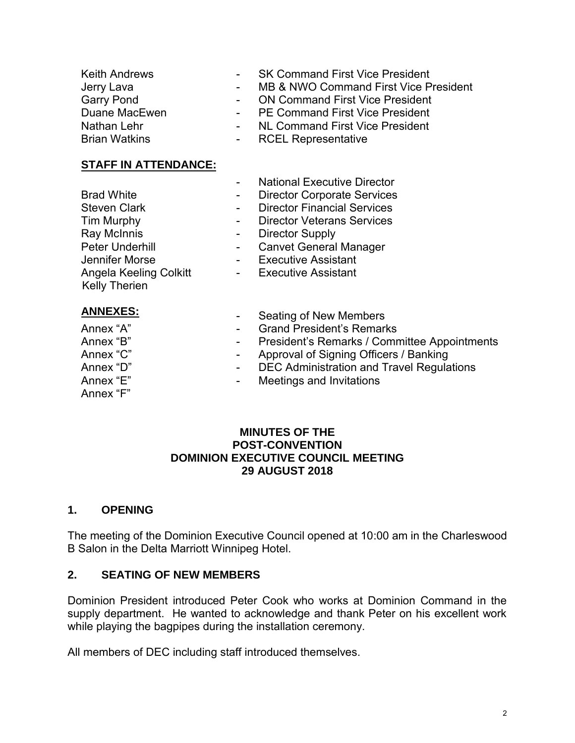Keith Andrews - SK Command First Vice President
Jerry Lava - MB & NWO Command First Vice President
Garry Pond - ON Command First Vice President
Duane MacEwen - PE Command First Vice President
Nathan Lehr - NL Command First Vice President
Brian Watkins - RCEL Representative

**STAFF IN ATTENDANCE:**

- National Executive Director

Brad White - Director Corporate Services
Steven Clark - Director Financial Services
Tim Murphy - Director Veterans Services
Ray McInnis - Director Supply
Peter Underhill - Canvet General Manager
Jennifer Morse - Executive Assistant
Angela Keeling Colkitt - Executive Assistant
Kelly Therien

**ANNEXES:**

- Seating of New Members

Annex "A" - Grand President's Remarks
Annex "B" - President's Remarks / Committee Appointments
Annex "C" - Approval of Signing Officers / Banking
Annex "D" - DEC Administration and Travel Regulations
Annex "E" - Meetings and Invitations
Annex "F"

**MINUTES OF THE**
**POST-CONVENTION**
**DOMINION EXECUTIVE COUNCIL MEETING**
**29 AUGUST 2018**

## 1. OPENING

The meeting of the Dominion Executive Council opened at 10:00 am in the Charleswood B Salon in the Delta Marriott Winnipeg Hotel.

## 2. SEATING OF NEW MEMBERS

Dominion President introduced Peter Cook who works at Dominion Command in the supply department. He wanted to acknowledge and thank Peter on his excellent work while playing the bagpipes during the installation ceremony.

All members of DEC including staff introduced themselves.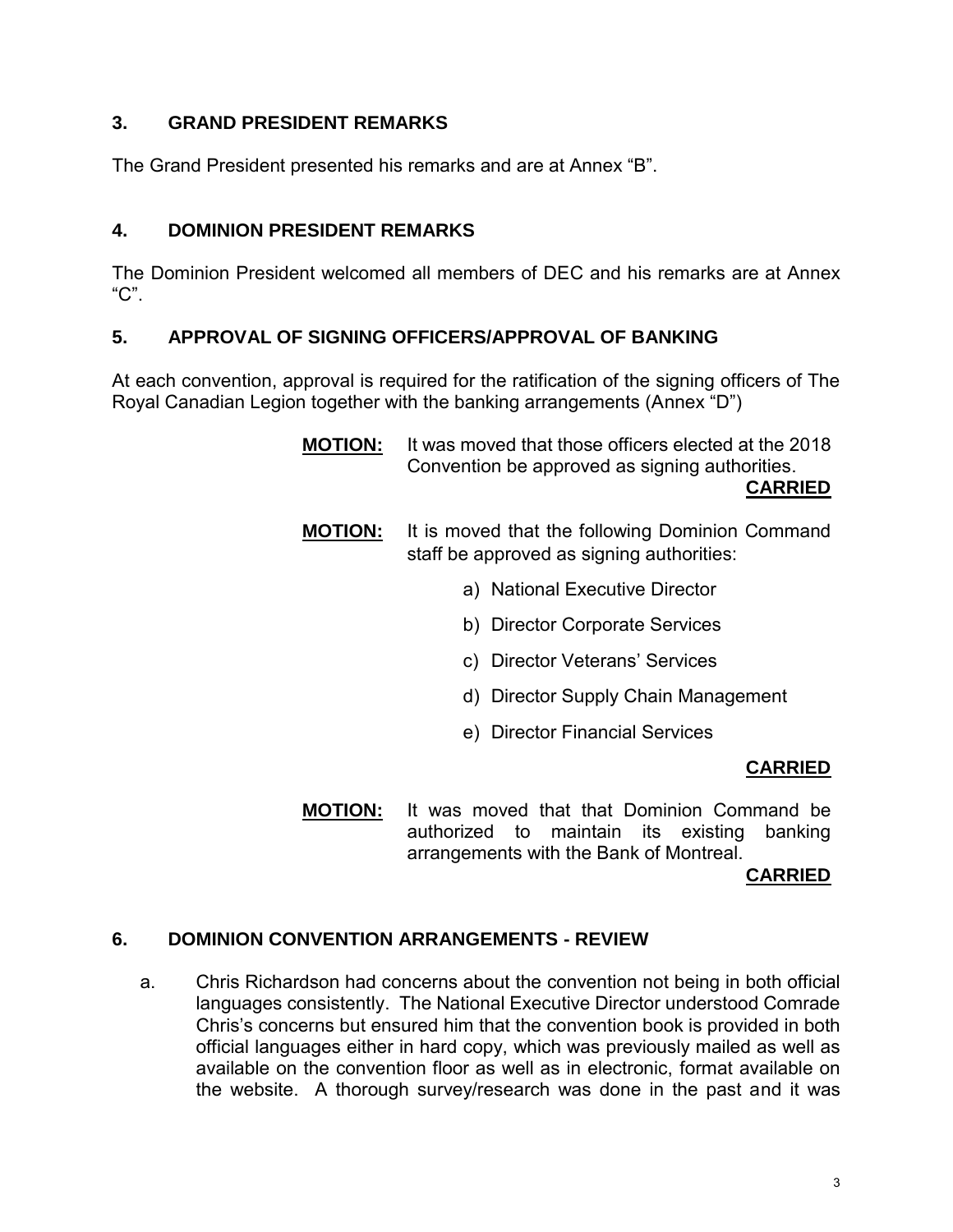## 3. GRAND PRESIDENT REMARKS

The Grand President presented his remarks and are at Annex "B".

## 4. DOMINION PRESIDENT REMARKS

The Dominion President welcomed all members of DEC and his remarks are at Annex "C".

## 5. APPROVAL OF SIGNING OFFICERS/APPROVAL OF BANKING

At each convention, approval is required for the ratification of the signing officers of The Royal Canadian Legion together with the banking arrangements (Annex "D")

**MOTION:** It was moved that those officers elected at the 2018 Convention be approved as signing authorities.

**CARRIED**

**MOTION:** It is moved that the following Dominion Command staff be approved as signing authorities:

a) National Executive Director

b) Director Corporate Services

c) Director Veterans' Services

d) Director Supply Chain Management

e) Director Financial Services

**CARRIED**

**MOTION:** It was moved that that Dominion Command be authorized to maintain its existing banking arrangements with the Bank of Montreal.

**CARRIED**

## 6. DOMINION CONVENTION ARRANGEMENTS - REVIEW

a. Chris Richardson had concerns about the convention not being in both official languages consistently. The National Executive Director understood Comrade Chris's concerns but ensured him that the convention book is provided in both official languages either in hard copy, which was previously mailed as well as available on the convention floor as well as in electronic, format available on the website. A thorough survey/research was done in the past and it was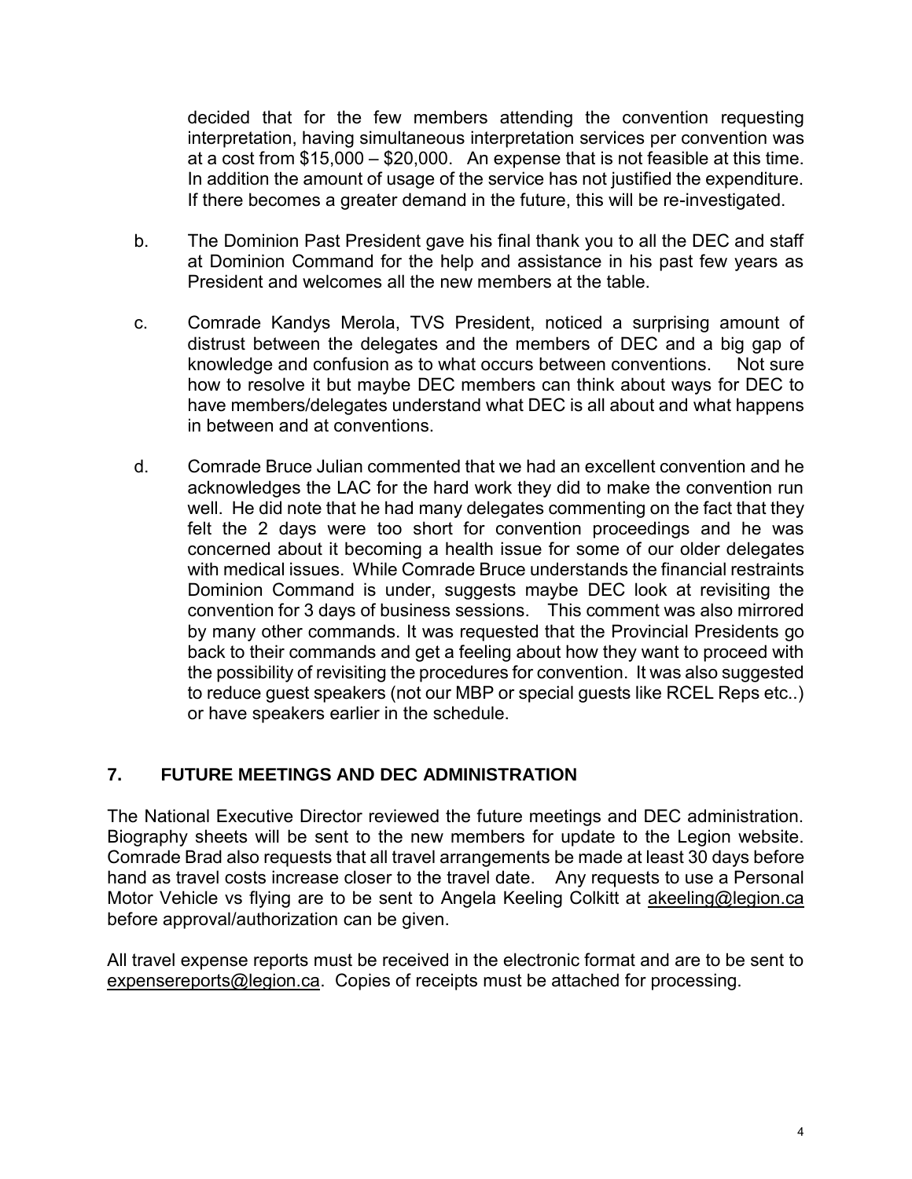decided that for the few members attending the convention requesting interpretation, having simultaneous interpretation services per convention was at a cost from $15,000 – $20,000. An expense that is not feasible at this time. In addition the amount of usage of the service has not justified the expenditure. If there becomes a greater demand in the future, this will be re-investigated.

b. The Dominion Past President gave his final thank you to all the DEC and staff at Dominion Command for the help and assistance in his past few years as President and welcomes all the new members at the table.

c. Comrade Kandys Merola, TVS President, noticed a surprising amount of distrust between the delegates and the members of DEC and a big gap of knowledge and confusion as to what occurs between conventions. Not sure how to resolve it but maybe DEC members can think about ways for DEC to have members/delegates understand what DEC is all about and what happens in between and at conventions.

d. Comrade Bruce Julian commented that we had an excellent convention and he acknowledges the LAC for the hard work they did to make the convention run well. He did note that he had many delegates commenting on the fact that they felt the 2 days were too short for convention proceedings and he was concerned about it becoming a health issue for some of our older delegates with medical issues. While Comrade Bruce understands the financial restraints Dominion Command is under, suggests maybe DEC look at revisiting the convention for 3 days of business sessions. This comment was also mirrored by many other commands. It was requested that the Provincial Presidents go back to their commands and get a feeling about how they want to proceed with the possibility of revisiting the procedures for convention. It was also suggested to reduce guest speakers (not our MBP or special guests like RCEL Reps etc..) or have speakers earlier in the schedule.

## 7. FUTURE MEETINGS AND DEC ADMINISTRATION

The National Executive Director reviewed the future meetings and DEC administration. Biography sheets will be sent to the new members for update to the Legion website. Comrade Brad also requests that all travel arrangements be made at least 30 days before hand as travel costs increase closer to the travel date. Any requests to use a Personal Motor Vehicle vs flying are to be sent to Angela Keeling Colkitt at akeeling@legion.ca before approval/authorization can be given.

All travel expense reports must be received in the electronic format and are to be sent to expensereports@legion.ca. Copies of receipts must be attached for processing.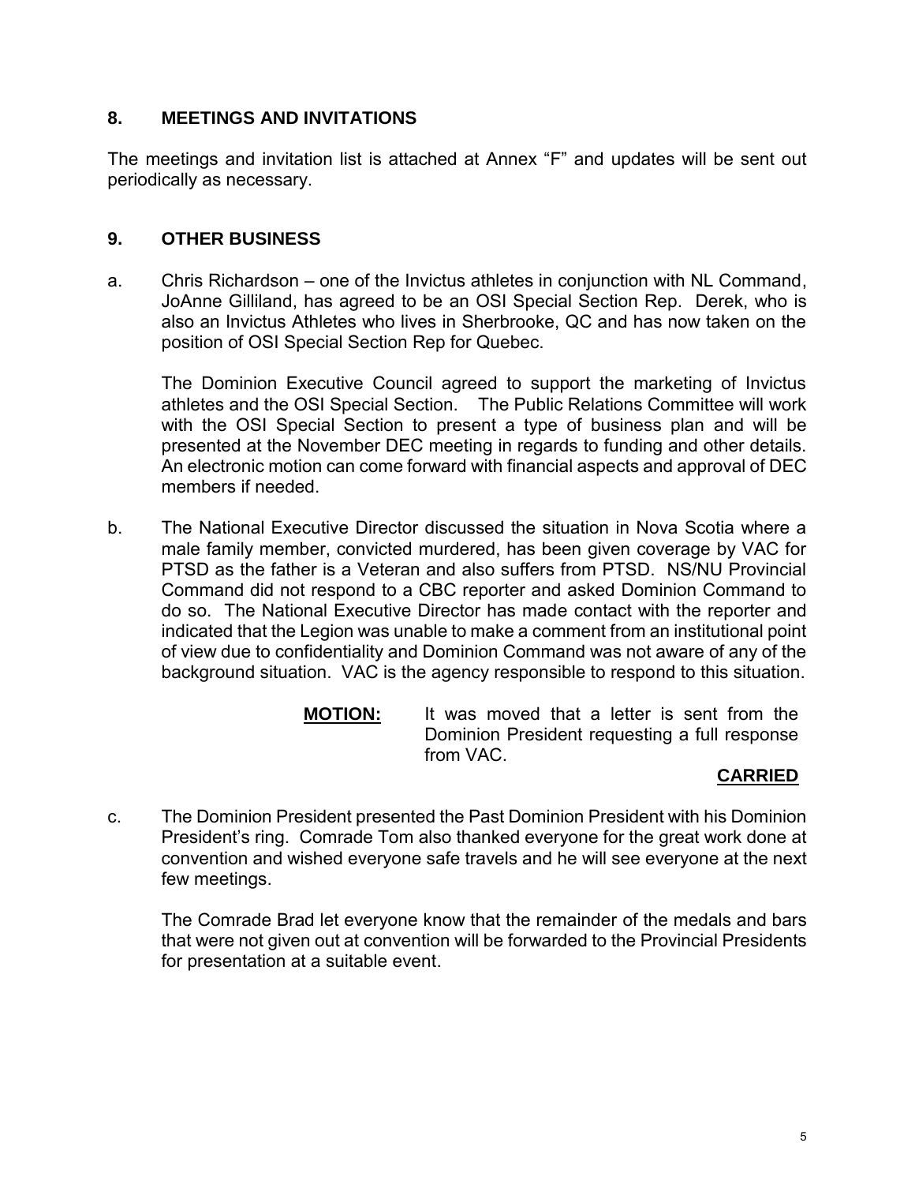## 8. MEETINGS AND INVITATIONS

The meetings and invitation list is attached at Annex "F" and updates will be sent out periodically as necessary.

## 9. OTHER BUSINESS

a. Chris Richardson – one of the Invictus athletes in conjunction with NL Command, JoAnne Gilliland, has agreed to be an OSI Special Section Rep. Derek, who is also an Invictus Athletes who lives in Sherbrooke, QC and has now taken on the position of OSI Special Section Rep for Quebec.

   The Dominion Executive Council agreed to support the marketing of Invictus athletes and the OSI Special Section. The Public Relations Committee will work with the OSI Special Section to present a type of business plan and will be presented at the November DEC meeting in regards to funding and other details. An electronic motion can come forward with financial aspects and approval of DEC members if needed.

b. The National Executive Director discussed the situation in Nova Scotia where a male family member, convicted murdered, has been given coverage by VAC for PTSD as the father is a Veteran and also suffers from PTSD. NS/NU Provincial Command did not respond to a CBC reporter and asked Dominion Command to do so. The National Executive Director has made contact with the reporter and indicated that the Legion was unable to make a comment from an institutional point of view due to confidentiality and Dominion Command was not aware of any of the background situation. VAC is the agency responsible to respond to this situation.

   **MOTION:** It was moved that a letter is sent from the Dominion President requesting a full response from VAC.

   **CARRIED**

c. The Dominion President presented the Past Dominion President with his Dominion President's ring. Comrade Tom also thanked everyone for the great work done at convention and wished everyone safe travels and he will see everyone at the next few meetings.

   The Comrade Brad let everyone know that the remainder of the medals and bars that were not given out at convention will be forwarded to the Provincial Presidents for presentation at a suitable event.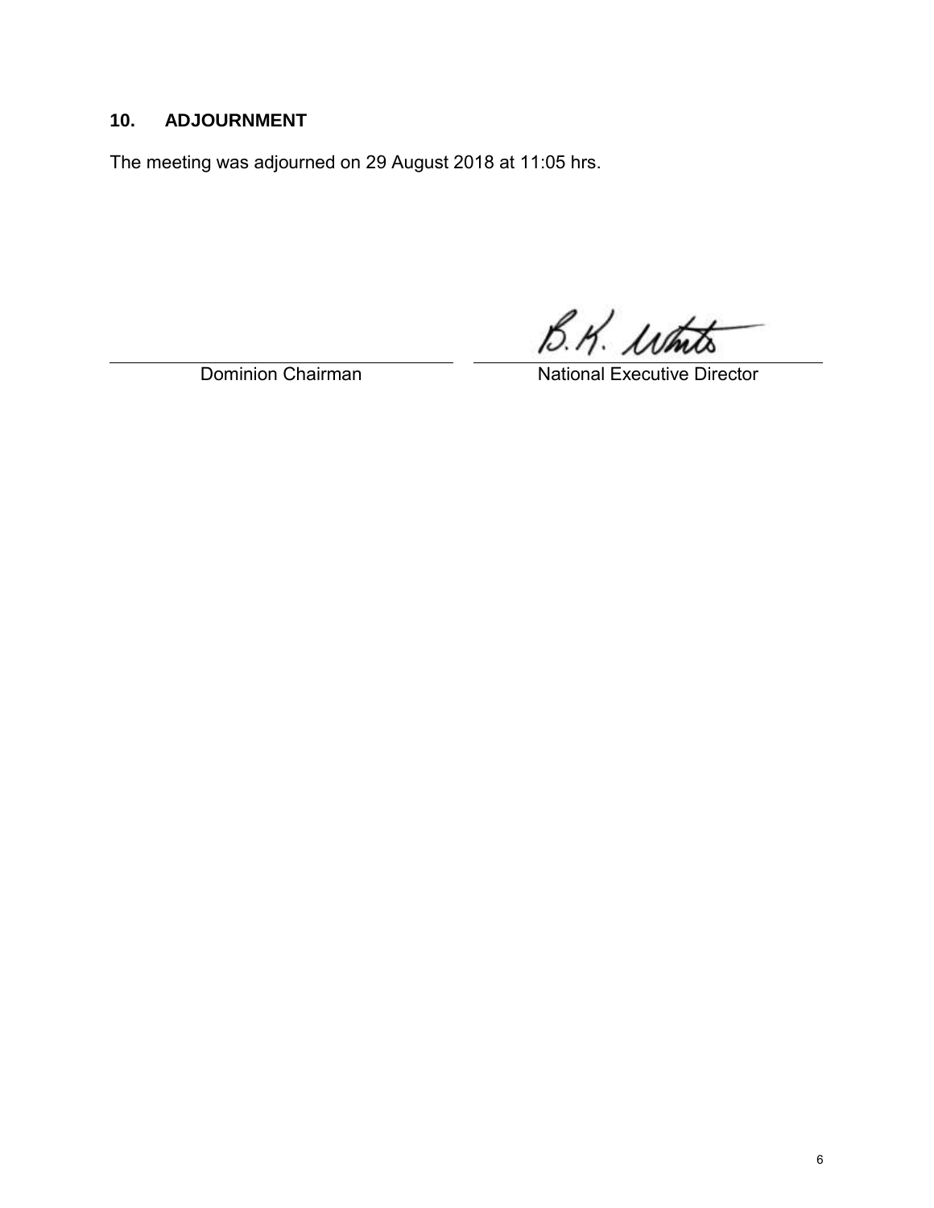## 10. ADJOURNMENT

The meeting was adjourned on 29 August 2018 at 11:05 hrs.

B.K. White

Dominion Chairman | National Executive Director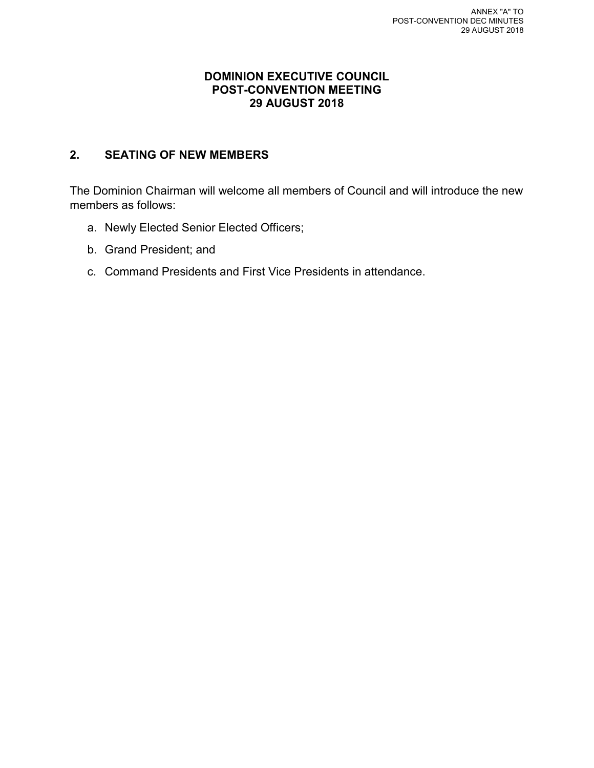ANNEX "A" TO
POST-CONVENTION DEC MINUTES
29 AUGUST 2018

**DOMINION EXECUTIVE COUNCIL**
**POST-CONVENTION MEETING**
**29 AUGUST 2018**

## 2. SEATING OF NEW MEMBERS

The Dominion Chairman will welcome all members of Council and will introduce the new members as follows:

a. Newly Elected Senior Elected Officers;

b. Grand President; and

c. Command Presidents and First Vice Presidents in attendance.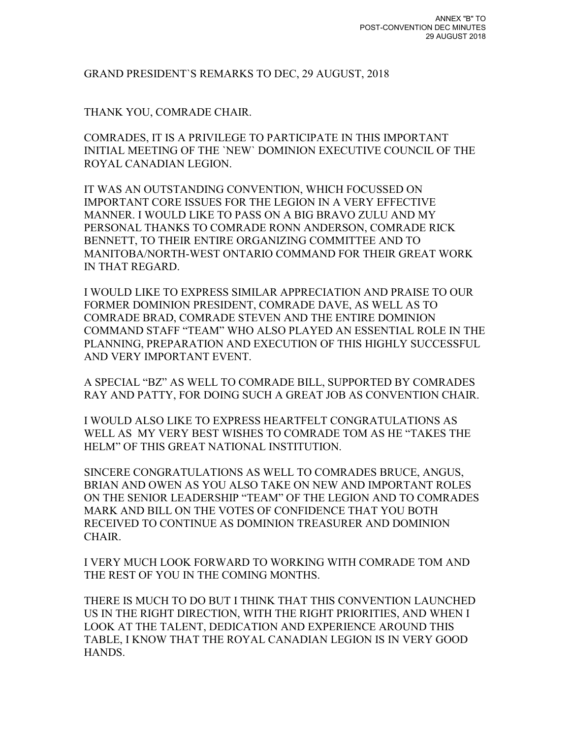ANNEX "B" TO
POST-CONVENTION DEC MINUTES
29 AUGUST 2018

GRAND PRESIDENT`S REMARKS TO DEC, 29 AUGUST, 2018

THANK YOU, COMRADE CHAIR.

COMRADES, IT IS A PRIVILEGE TO PARTICIPATE IN THIS IMPORTANT INITIAL MEETING OF THE `NEW` DOMINION EXECUTIVE COUNCIL OF THE ROYAL CANADIAN LEGION.

IT WAS AN OUTSTANDING CONVENTION, WHICH FOCUSSED ON IMPORTANT CORE ISSUES FOR THE LEGION IN A VERY EFFECTIVE MANNER. I WOULD LIKE TO PASS ON A BIG BRAVO ZULU AND MY PERSONAL THANKS TO COMRADE RONN ANDERSON, COMRADE RICK BENNETT, TO THEIR ENTIRE ORGANIZING COMMITTEE AND TO MANITOBA/NORTH-WEST ONTARIO COMMAND FOR THEIR GREAT WORK IN THAT REGARD.

I WOULD LIKE TO EXPRESS SIMILAR APPRECIATION AND PRAISE TO OUR FORMER DOMINION PRESIDENT, COMRADE DAVE, AS WELL AS TO COMRADE BRAD, COMRADE STEVEN AND THE ENTIRE DOMINION COMMAND STAFF "TEAM" WHO ALSO PLAYED AN ESSENTIAL ROLE IN THE PLANNING, PREPARATION AND EXECUTION OF THIS HIGHLY SUCCESSFUL AND VERY IMPORTANT EVENT.

A SPECIAL "BZ" AS WELL TO COMRADE BILL, SUPPORTED BY COMRADES RAY AND PATTY, FOR DOING SUCH A GREAT JOB AS CONVENTION CHAIR.

I WOULD ALSO LIKE TO EXPRESS HEARTFELT CONGRATULATIONS AS WELL AS MY VERY BEST WISHES TO COMRADE TOM AS HE "TAKES THE HELM" OF THIS GREAT NATIONAL INSTITUTION.

SINCERE CONGRATULATIONS AS WELL TO COMRADES BRUCE, ANGUS, BRIAN AND OWEN AS YOU ALSO TAKE ON NEW AND IMPORTANT ROLES ON THE SENIOR LEADERSHIP "TEAM" OF THE LEGION AND TO COMRADES MARK AND BILL ON THE VOTES OF CONFIDENCE THAT YOU BOTH RECEIVED TO CONTINUE AS DOMINION TREASURER AND DOMINION CHAIR.

I VERY MUCH LOOK FORWARD TO WORKING WITH COMRADE TOM AND THE REST OF YOU IN THE COMING MONTHS.

THERE IS MUCH TO DO BUT I THINK THAT THIS CONVENTION LAUNCHED US IN THE RIGHT DIRECTION, WITH THE RIGHT PRIORITIES, AND WHEN I LOOK AT THE TALENT, DEDICATION AND EXPERIENCE AROUND THIS TABLE, I KNOW THAT THE ROYAL CANADIAN LEGION IS IN VERY GOOD HANDS.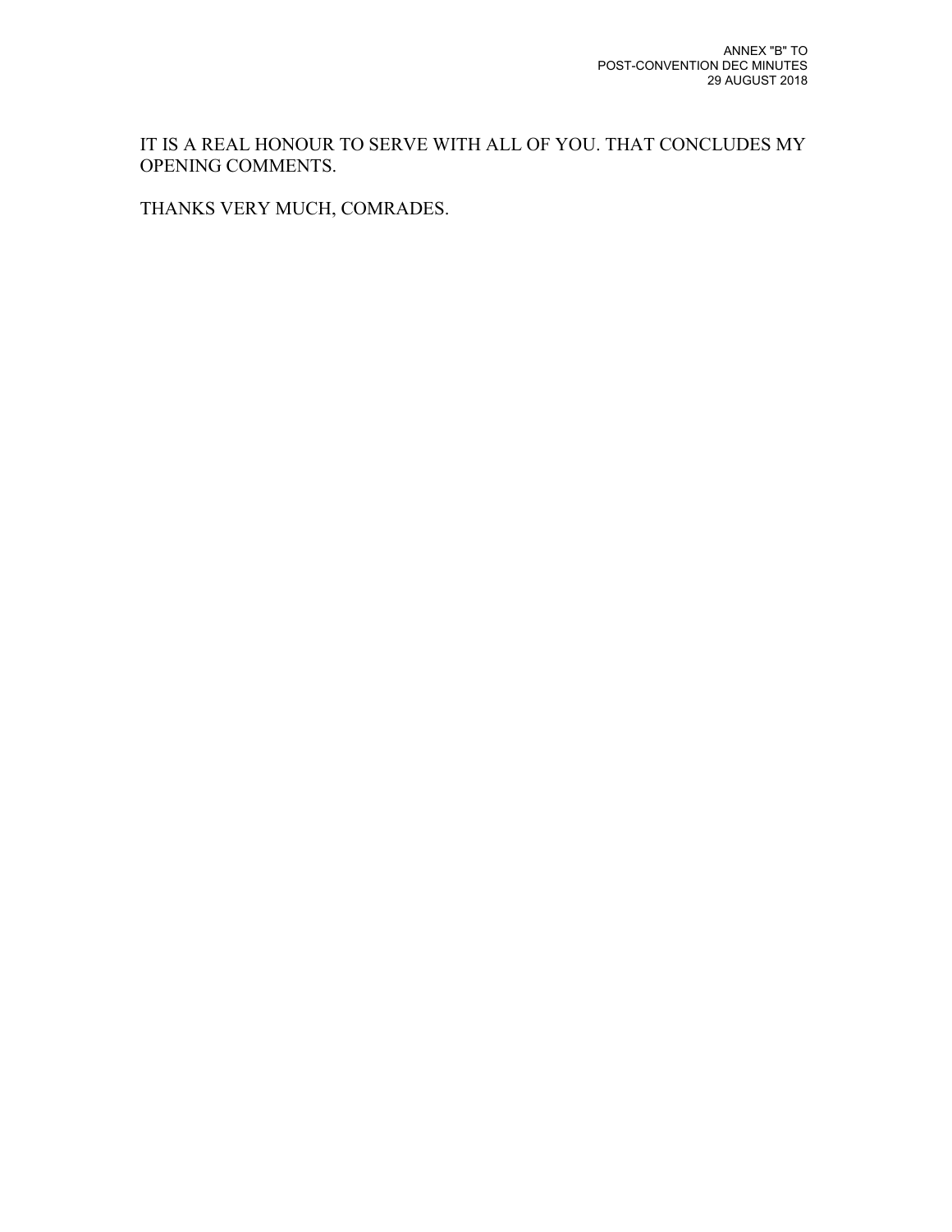IT IS A REAL HONOUR TO SERVE WITH ALL OF YOU. THAT CONCLUDES MY OPENING COMMENTS.

THANKS VERY MUCH, COMRADES.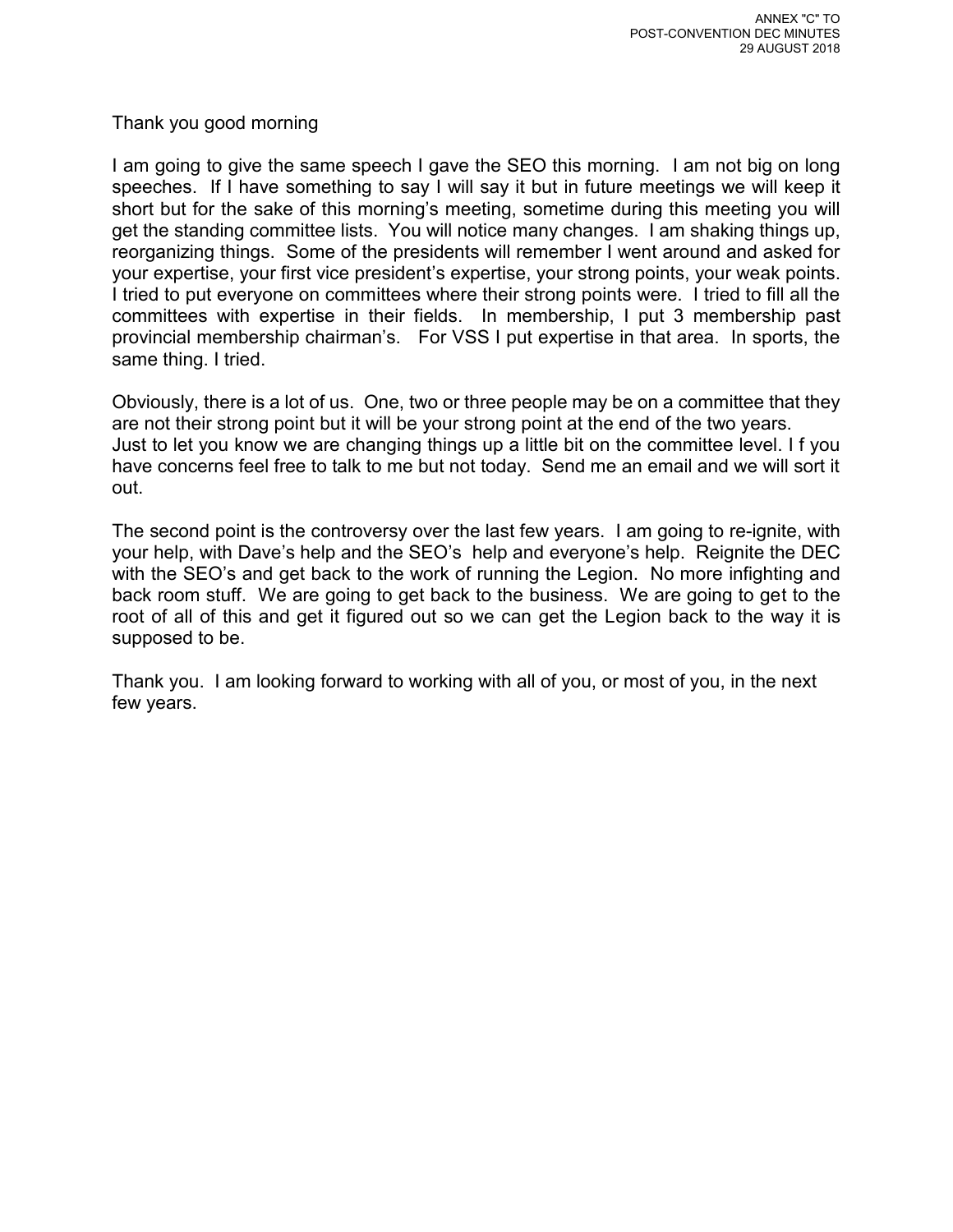ANNEX "C" TO
POST-CONVENTION DEC MINUTES
29 AUGUST 2018

Thank you good morning

I am going to give the same speech I gave the SEO this morning. I am not big on long speeches. If I have something to say I will say it but in future meetings we will keep it short but for the sake of this morning's meeting, sometime during this meeting you will get the standing committee lists. You will notice many changes. I am shaking things up, reorganizing things. Some of the presidents will remember I went around and asked for your expertise, your first vice president's expertise, your strong points, your weak points. I tried to put everyone on committees where their strong points were. I tried to fill all the committees with expertise in their fields. In membership, I put 3 membership past provincial membership chairman's. For VSS I put expertise in that area. In sports, the same thing. I tried.

Obviously, there is a lot of us. One, two or three people may be on a committee that they are not their strong point but it will be your strong point at the end of the two years.
Just to let you know we are changing things up a little bit on the committee level. I f you have concerns feel free to talk to me but not today. Send me an email and we will sort it out.

The second point is the controversy over the last few years. I am going to re-ignite, with your help, with Dave's help and the SEO's help and everyone's help. Reignite the DEC with the SEO's and get back to the work of running the Legion. No more infighting and back room stuff. We are going to get back to the business. We are going to get to the root of all of this and get it figured out so we can get the Legion back to the way it is supposed to be.

Thank you. I am looking forward to working with all of you, or most of you, in the next few years.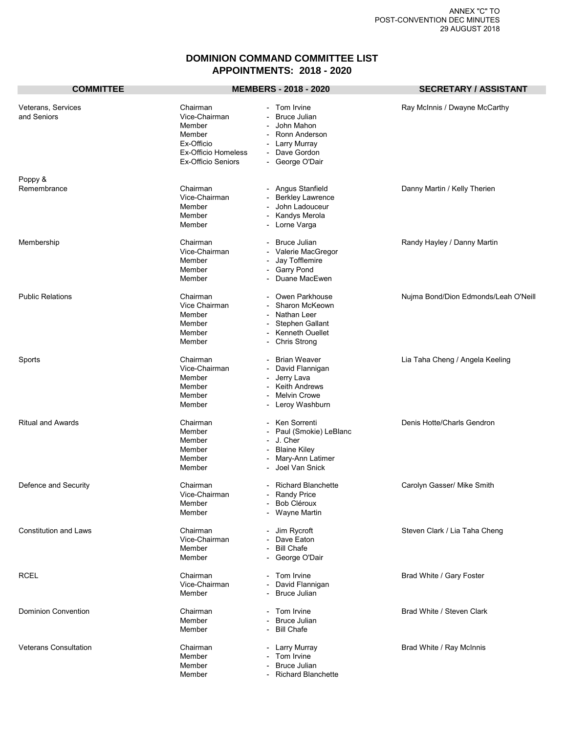ANNEX "C" TO
POST-CONVENTION DEC MINUTES
29 AUGUST 2018

# DOMINION COMMAND COMMITTEE LIST
## APPOINTMENTS: 2018 - 2020

| COMMITTEE | MEMBERS - 2018 - 2020 | | SECRETARY / ASSISTANT |
|---|---|---|---|
| Veterans, Services and Seniors | Chairman | - Tom Irvine | Ray McInnis / Dwayne McCarthy |
| | Vice-Chairman | - Bruce Julian | |
| | Member | - John Mahon | |
| | Member | - Ronn Anderson | |
| | Ex-Officio | - Larry Murray | |
| | Ex-Officio Homeless | - Dave Gordon | |
| | Ex-Officio Seniors | - George O'Dair | |
| Poppy & Remembrance | Chairman | - Angus Stanfield | Danny Martin / Kelly Therien |
| | Vice-Chairman | - Berkley Lawrence | |
| | Member | - John Ladouceur | |
| | Member | - Kandys Merola | |
| | Member | - Lorne Varga | |
| Membership | Chairman | - Bruce Julian | Randy Hayley / Danny Martin |
| | Vice-Chairman | - Valerie MacGregor | |
| | Member | - Jay Tofflemire | |
| | Member | - Garry Pond | |
| | Member | - Duane MacEwen | |
| Public Relations | Chairman | - Owen Parkhouse | Nujma Bond/Dion Edmonds/Leah O'Neill |
| | Vice Chairman | - Sharon McKeown | |
| | Member | - Nathan Leer | |
| | Member | - Stephen Gallant | |
| | Member | - Kenneth Ouellet | |
| | Member | - Chris Strong | |
| Sports | Chairman | - Brian Weaver | Lia Taha Cheng / Angela Keeling |
| | Vice-Chairman | - David Flannigan | |
| | Member | - Jerry Lava | |
| | Member | - Keith Andrews | |
| | Member | - Melvin Crowe | |
| | Member | - Leroy Washburn | |
| Ritual and Awards | Chairman | - Ken Sorrenti | Denis Hotte/Charls Gendron |
| | Member | - Paul (Smokie) LeBlanc | |
| | Member | - J. Cher | |
| | Member | - Blaine Kiley | |
| | Member | - Mary-Ann Latimer | |
| | Member | - Joel Van Snick | |
| Defence and Security | Chairman | - Richard Blanchette | Carolyn Gasser/ Mike Smith |
| | Vice-Chairman | - Randy Price | |
| | Member | - Bob Cléroux | |
| | Member | - Wayne Martin | |
| Constitution and Laws | Chairman | - Jim Rycroft | Steven Clark / Lia Taha Cheng |
| | Vice-Chairman | - Dave Eaton | |
| | Member | - Bill Chafe | |
| | Member | - George O'Dair | |
| RCEL | Chairman | - Tom Irvine | Brad White / Gary Foster |
| | Vice-Chairman | - David Flannigan | |
| | Member | - Bruce Julian | |
| Dominion Convention | Chairman | - Tom Irvine | Brad White / Steven Clark |
| | Member | - Bruce Julian | |
| | Member | - Bill Chafe | |
| Veterans Consultation | Chairman | - Larry Murray | Brad White / Ray McInnis |
| | Member | - Tom Irvine | |
| | Member | - Bruce Julian | |
| | Member | - Richard Blanchette | |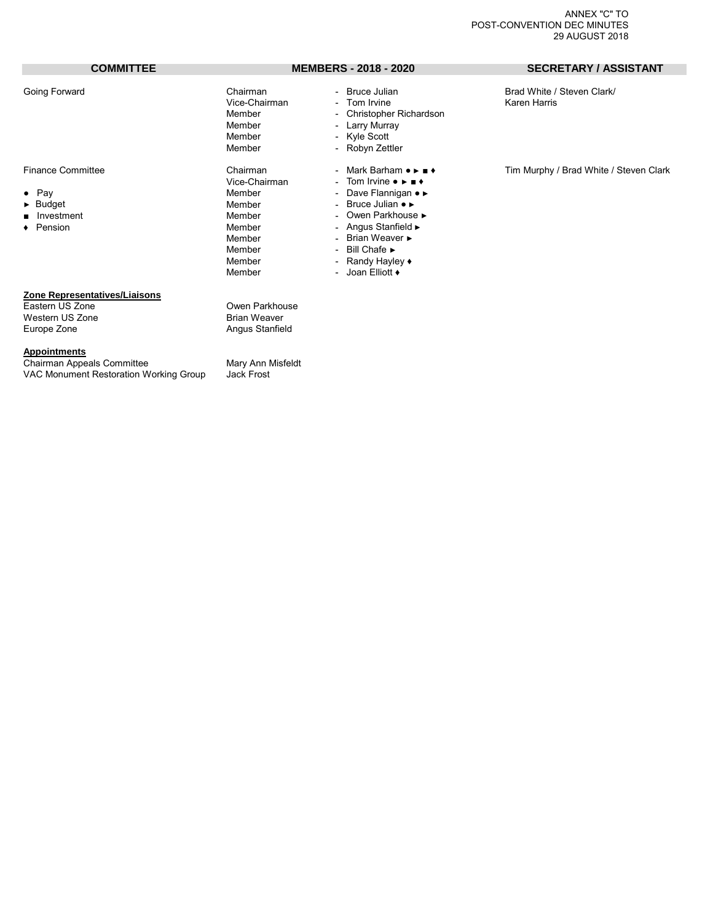ANNEX "C" TO
POST-CONVENTION DEC MINUTES
29 AUGUST 2018

| COMMITTEE | MEMBERS - 2018 - 2020 | | SECRETARY / ASSISTANT |
|---|---|---|---|
| Going Forward | Chairman | - Bruce Julian | Brad White / Steven Clark/ Karen Harris |
| | Vice-Chairman | - Tom Irvine | |
| | Member | - Christopher Richardson | |
| | Member | - Larry Murray | |
| | Member | - Kyle Scott | |
| | Member | - Robyn Zettler | |
| Finance Committee | Chairman | - Mark Barham ● ► ■ ♦ | Tim Murphy / Brad White / Steven Clark |
| | Vice-Chairman | - Tom Irvine ● ► ■ ♦ | |
| ● Pay | Member | - Dave Flannigan ● ► | |
| ► Budget | Member | - Bruce Julian ● ► | |
| ■ Investment | Member | - Owen Parkhouse ► | |
| ♦ Pension | Member | - Angus Stanfield ► | |
| | Member | - Brian Weaver ► | |
| | Member | - Bill Chafe ► | |
| | Member | - Randy Hayley ♦ | |
| | Member | - Joan Elliott ♦ | |

**Zone Representatives/Liaisons**

| | |
|---|---|
| Eastern US Zone | Owen Parkhouse |
| Western US Zone | Brian Weaver |
| Europe Zone | Angus Stanfield |

**Appointments**

| | |
|---|---|
| Chairman Appeals Committee | Mary Ann Misfeldt |
| VAC Monument Restoration Working Group | Jack Frost |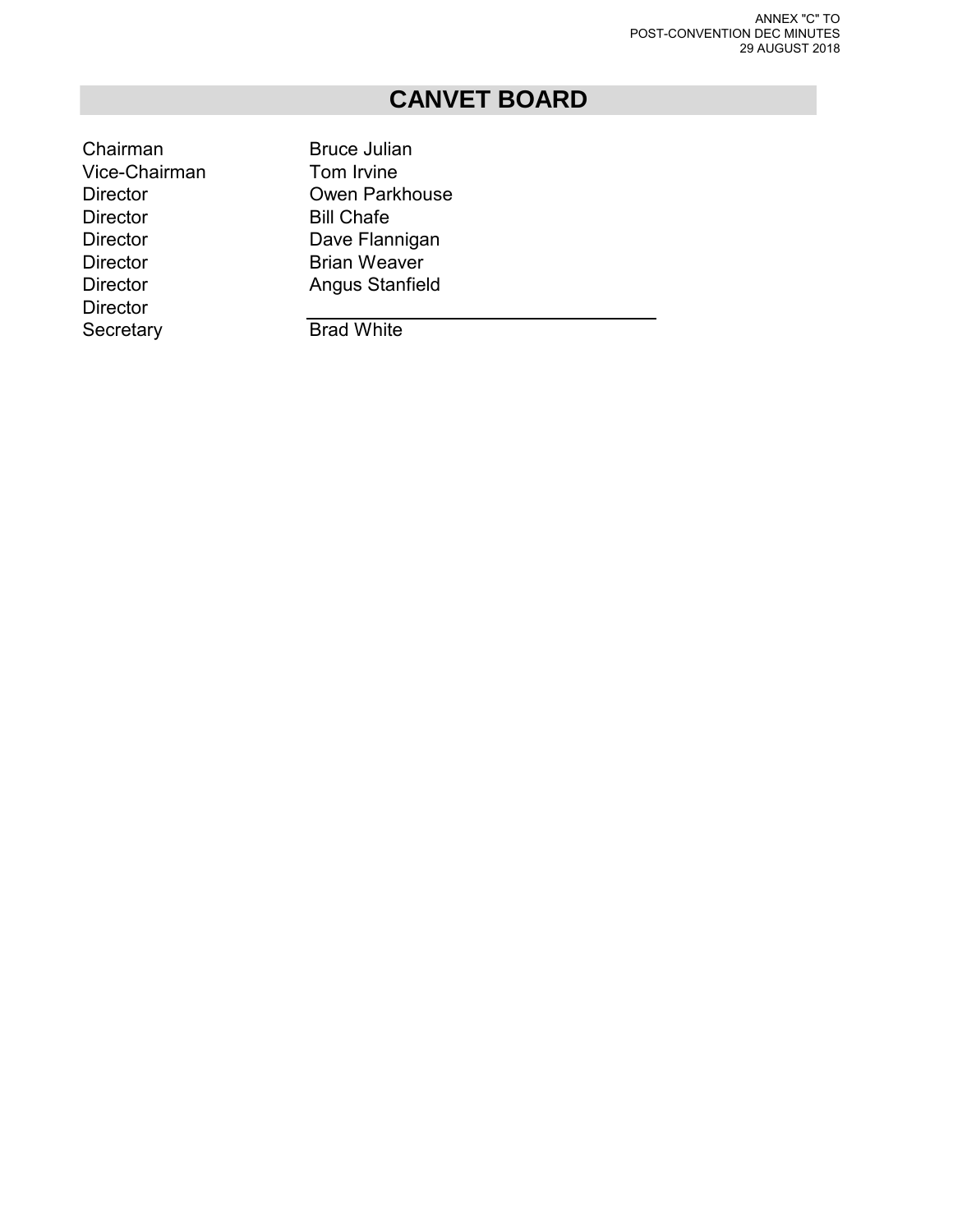ANNEX "C" TO
POST-CONVENTION DEC MINUTES
29 AUGUST 2018

# CANVET BOARD

| | |
|---|---|
| Chairman | Bruce Julian |
| Vice-Chairman | Tom Irvine |
| Director | Owen Parkhouse |
| Director | Bill Chafe |
| Director | Dave Flannigan |
| Director | Brian Weaver |
| Director | Angus Stanfield |
| Director | ______________________ |
| Secretary | Brad White |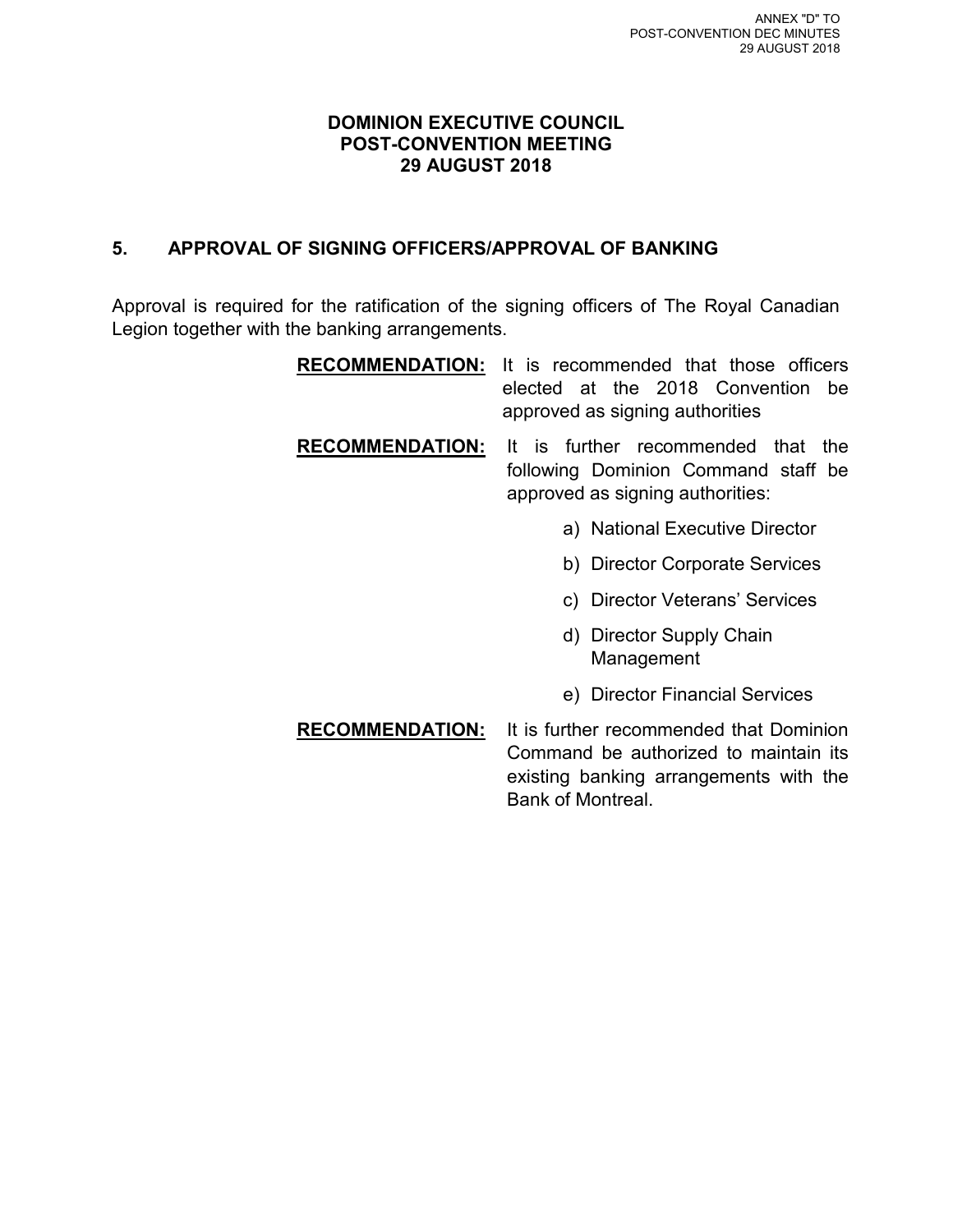ANNEX "D" TO
POST-CONVENTION DEC MINUTES
29 AUGUST 2018

# DOMINION EXECUTIVE COUNCIL
# POST-CONVENTION MEETING
# 29 AUGUST 2018

## 5. APPROVAL OF SIGNING OFFICERS/APPROVAL OF BANKING

Approval is required for the ratification of the signing officers of The Royal Canadian Legion together with the banking arrangements.

**RECOMMENDATION:** It is recommended that those officers elected at the 2018 Convention be approved as signing authorities

**RECOMMENDATION:** It is further recommended that the following Dominion Command staff be approved as signing authorities:

a) National Executive Director

b) Director Corporate Services

c) Director Veterans' Services

d) Director Supply Chain Management

e) Director Financial Services

**RECOMMENDATION:** It is further recommended that Dominion Command be authorized to maintain its existing banking arrangements with the Bank of Montreal.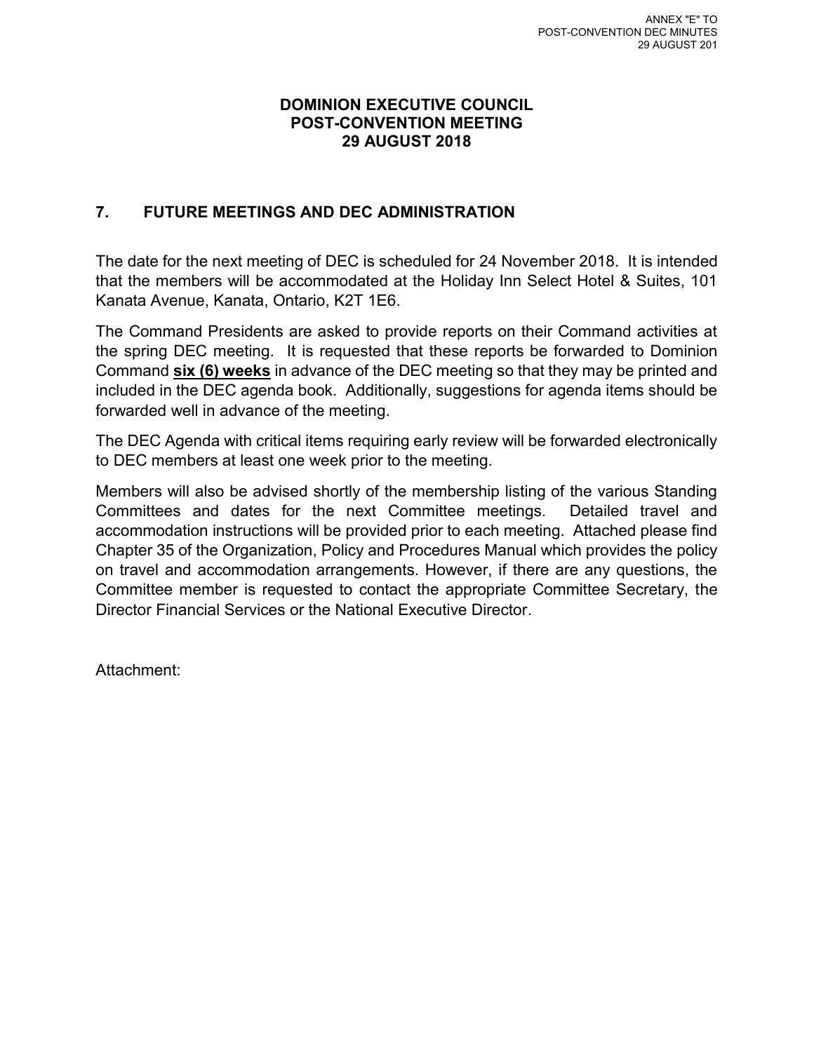ANNEX "E" TO
POST-CONVENTION DEC MINUTES
29 AUGUST 201

**DOMINION EXECUTIVE COUNCIL**
**POST-CONVENTION MEETING**
**29 AUGUST 2018**

## 7. FUTURE MEETINGS AND DEC ADMINISTRATION

The date for the next meeting of DEC is scheduled for 24 November 2018. It is intended that the members will be accommodated at the Holiday Inn Select Hotel & Suites, 101 Kanata Avenue, Kanata, Ontario, K2T 1E6.

The Command Presidents are asked to provide reports on their Command activities at the spring DEC meeting. It is requested that these reports be forwarded to Dominion Command **six (6) weeks** in advance of the DEC meeting so that they may be printed and included in the DEC agenda book. Additionally, suggestions for agenda items should be forwarded well in advance of the meeting.

The DEC Agenda with critical items requiring early review will be forwarded electronically to DEC members at least one week prior to the meeting.

Members will also be advised shortly of the membership listing of the various Standing Committees and dates for the next Committee meetings. Detailed travel and accommodation instructions will be provided prior to each meeting. Attached please find Chapter 35 of the Organization, Policy and Procedures Manual which provides the policy on travel and accommodation arrangements. However, if there are any questions, the Committee member is requested to contact the appropriate Committee Secretary, the Director Financial Services or the National Executive Director.

Attachment: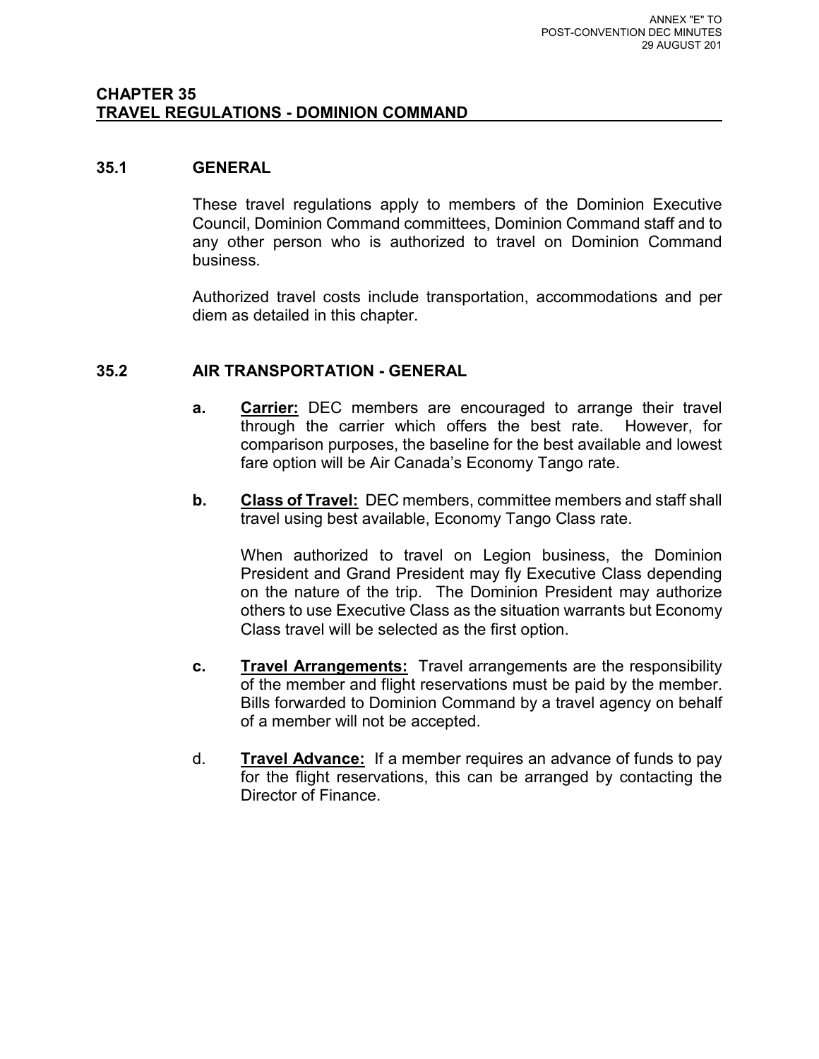ANNEX "E" TO
POST-CONVENTION DEC MINUTES
29 AUGUST 201

# CHAPTER 35
# TRAVEL REGULATIONS - DOMINION COMMAND

## 35.1 GENERAL

These travel regulations apply to members of the Dominion Executive Council, Dominion Command committees, Dominion Command staff and to any other person who is authorized to travel on Dominion Command business.

Authorized travel costs include transportation, accommodations and per diem as detailed in this chapter.

## 35.2 AIR TRANSPORTATION - GENERAL

**a.** **Carrier:** DEC members are encouraged to arrange their travel through the carrier which offers the best rate. However, for comparison purposes, the baseline for the best available and lowest fare option will be Air Canada's Economy Tango rate.

**b.** **Class of Travel:** DEC members, committee members and staff shall travel using best available, Economy Tango Class rate.

When authorized to travel on Legion business, the Dominion President and Grand President may fly Executive Class depending on the nature of the trip. The Dominion President may authorize others to use Executive Class as the situation warrants but Economy Class travel will be selected as the first option.

**c.** **Travel Arrangements:** Travel arrangements are the responsibility of the member and flight reservations must be paid by the member. Bills forwarded to Dominion Command by a travel agency on behalf of a member will not be accepted.

d. **Travel Advance:** If a member requires an advance of funds to pay for the flight reservations, this can be arranged by contacting the Director of Finance.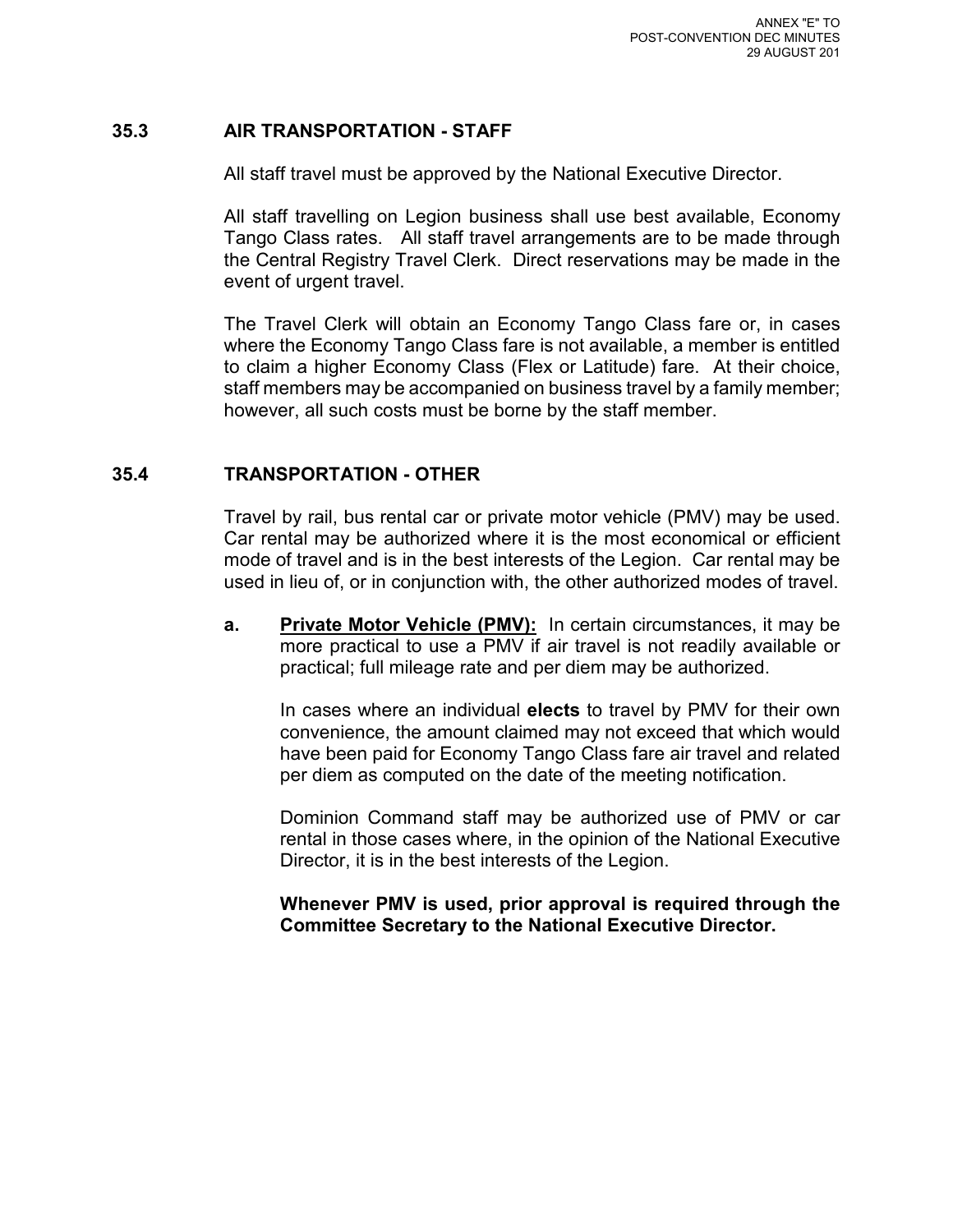## 35.3 AIR TRANSPORTATION - STAFF

All staff travel must be approved by the National Executive Director.

All staff travelling on Legion business shall use best available, Economy Tango Class rates. All staff travel arrangements are to be made through the Central Registry Travel Clerk. Direct reservations may be made in the event of urgent travel.

The Travel Clerk will obtain an Economy Tango Class fare or, in cases where the Economy Tango Class fare is not available, a member is entitled to claim a higher Economy Class (Flex or Latitude) fare. At their choice, staff members may be accompanied on business travel by a family member; however, all such costs must be borne by the staff member.

## 35.4 TRANSPORTATION - OTHER

Travel by rail, bus rental car or private motor vehicle (PMV) may be used. Car rental may be authorized where it is the most economical or efficient mode of travel and is in the best interests of the Legion. Car rental may be used in lieu of, or in conjunction with, the other authorized modes of travel.

**a.** <u>**Private Motor Vehicle (PMV):**</u> In certain circumstances, it may be more practical to use a PMV if air travel is not readily available or practical; full mileage rate and per diem may be authorized.

In cases where an individual **elects** to travel by PMV for their own convenience, the amount claimed may not exceed that which would have been paid for Economy Tango Class fare air travel and related per diem as computed on the date of the meeting notification.

Dominion Command staff may be authorized use of PMV or car rental in those cases where, in the opinion of the National Executive Director, it is in the best interests of the Legion.

**Whenever PMV is used, prior approval is required through the Committee Secretary to the National Executive Director.**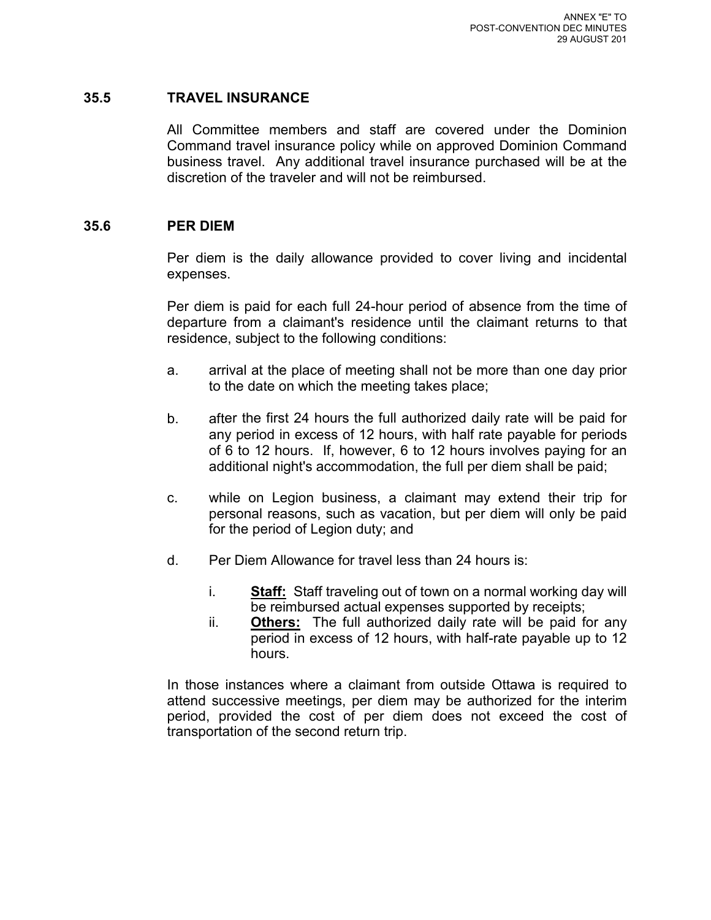### 35.5 TRAVEL INSURANCE

All Committee members and staff are covered under the Dominion Command travel insurance policy while on approved Dominion Command business travel. Any additional travel insurance purchased will be at the discretion of the traveler and will not be reimbursed.

### 35.6 PER DIEM

Per diem is the daily allowance provided to cover living and incidental expenses.

Per diem is paid for each full 24-hour period of absence from the time of departure from a claimant's residence until the claimant returns to that residence, subject to the following conditions:

a. arrival at the place of meeting shall not be more than one day prior to the date on which the meeting takes place;

b. after the first 24 hours the full authorized daily rate will be paid for any period in excess of 12 hours, with half rate payable for periods of 6 to 12 hours. If, however, 6 to 12 hours involves paying for an additional night's accommodation, the full per diem shall be paid;

c. while on Legion business, a claimant may extend their trip for personal reasons, such as vacation, but per diem will only be paid for the period of Legion duty; and

d. Per Diem Allowance for travel less than 24 hours is:

   i. **Staff:** Staff traveling out of town on a normal working day will be reimbursed actual expenses supported by receipts;

   ii. **Others:** The full authorized daily rate will be paid for any period in excess of 12 hours, with half-rate payable up to 12 hours.

In those instances where a claimant from outside Ottawa is required to attend successive meetings, per diem may be authorized for the interim period, provided the cost of per diem does not exceed the cost of transportation of the second return trip.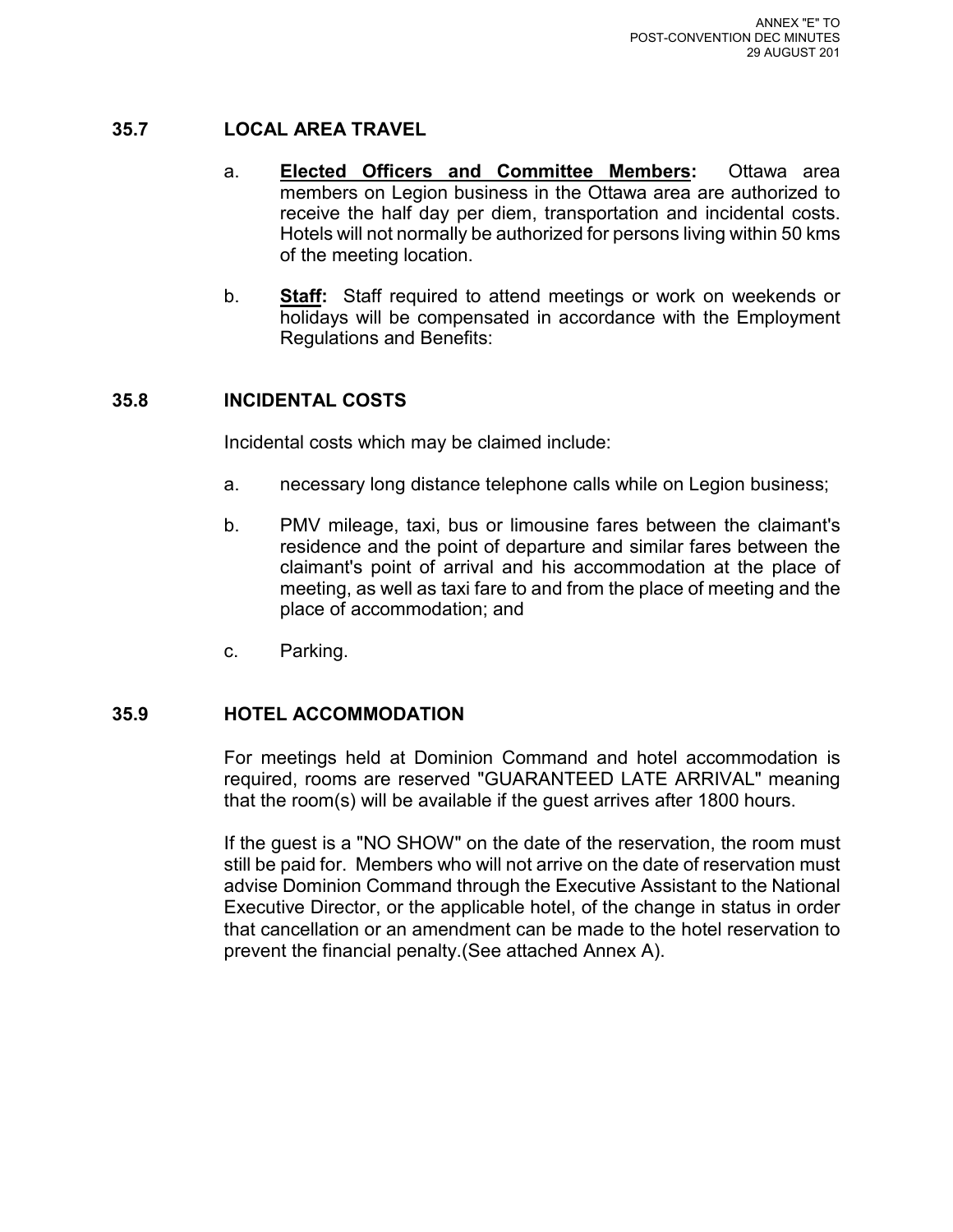## 35.7 LOCAL AREA TRAVEL

a. **Elected Officers and Committee Members:** Ottawa area members on Legion business in the Ottawa area are authorized to receive the half day per diem, transportation and incidental costs. Hotels will not normally be authorized for persons living within 50 kms of the meeting location.

b. **Staff:** Staff required to attend meetings or work on weekends or holidays will be compensated in accordance with the Employment Regulations and Benefits:

## 35.8 INCIDENTAL COSTS

Incidental costs which may be claimed include:

a. necessary long distance telephone calls while on Legion business;

b. PMV mileage, taxi, bus or limousine fares between the claimant's residence and the point of departure and similar fares between the claimant's point of arrival and his accommodation at the place of meeting, as well as taxi fare to and from the place of meeting and the place of accommodation; and

c. Parking.

## 35.9 HOTEL ACCOMMODATION

For meetings held at Dominion Command and hotel accommodation is required, rooms are reserved "GUARANTEED LATE ARRIVAL" meaning that the room(s) will be available if the guest arrives after 1800 hours.

If the guest is a "NO SHOW" on the date of the reservation, the room must still be paid for. Members who will not arrive on the date of reservation must advise Dominion Command through the Executive Assistant to the National Executive Director, or the applicable hotel, of the change in status in order that cancellation or an amendment can be made to the hotel reservation to prevent the financial penalty.(See attached Annex A).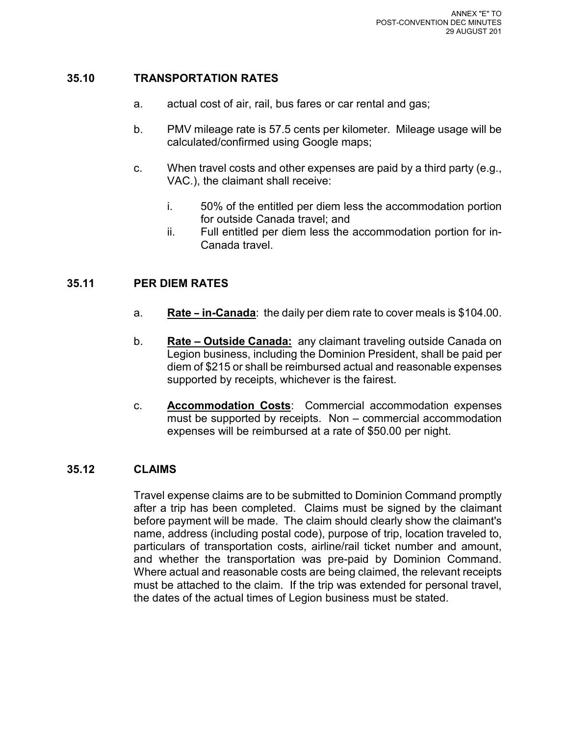## 35.10 TRANSPORTATION RATES

a. actual cost of air, rail, bus fares or car rental and gas;

b. PMV mileage rate is 57.5 cents per kilometer. Mileage usage will be calculated/confirmed using Google maps;

c. When travel costs and other expenses are paid by a third party (e.g., VAC.), the claimant shall receive:

   i. 50% of the entitled per diem less the accommodation portion for outside Canada travel; and
   
   ii. Full entitled per diem less the accommodation portion for in-Canada travel.

## 35.11 PER DIEM RATES

a. **Rate – in-Canada**: the daily per diem rate to cover meals is $104.00.

b. **Rate – Outside Canada:** any claimant traveling outside Canada on Legion business, including the Dominion President, shall be paid per diem of $215 or shall be reimbursed actual and reasonable expenses supported by receipts, whichever is the fairest.

c. **Accommodation Costs**: Commercial accommodation expenses must be supported by receipts. Non – commercial accommodation expenses will be reimbursed at a rate of $50.00 per night.

## 35.12 CLAIMS

Travel expense claims are to be submitted to Dominion Command promptly after a trip has been completed. Claims must be signed by the claimant before payment will be made. The claim should clearly show the claimant's name, address (including postal code), purpose of trip, location traveled to, particulars of transportation costs, airline/rail ticket number and amount, and whether the transportation was pre-paid by Dominion Command. Where actual and reasonable costs are being claimed, the relevant receipts must be attached to the claim. If the trip was extended for personal travel, the dates of the actual times of Legion business must be stated.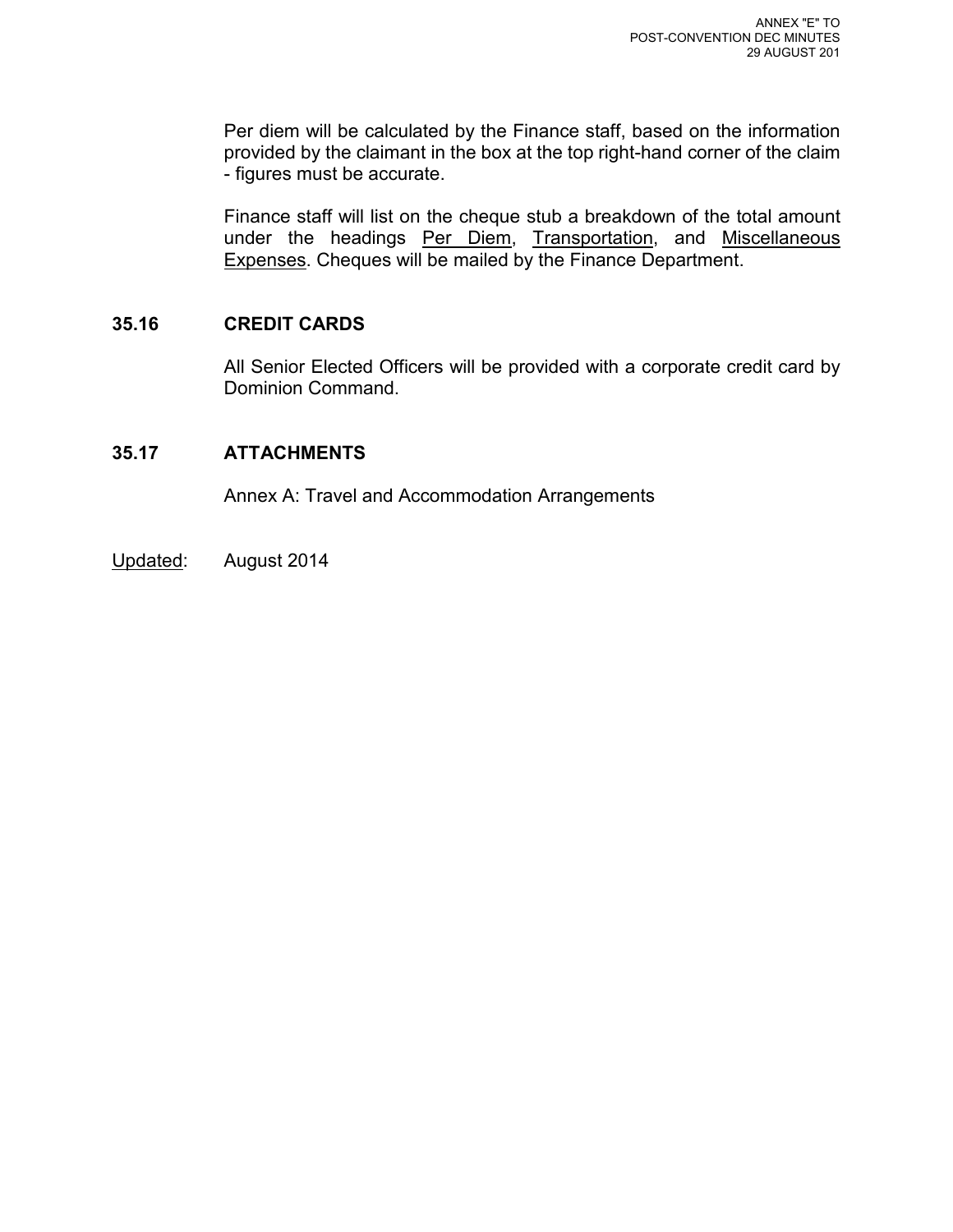Per diem will be calculated by the Finance staff, based on the information provided by the claimant in the box at the top right-hand corner of the claim - figures must be accurate.

Finance staff will list on the cheque stub a breakdown of the total amount under the headings Per Diem, Transportation, and Miscellaneous Expenses. Cheques will be mailed by the Finance Department.

## 35.16 CREDIT CARDS

All Senior Elected Officers will be provided with a corporate credit card by Dominion Command.

## 35.17 ATTACHMENTS

Annex A: Travel and Accommodation Arrangements

Updated: August 2014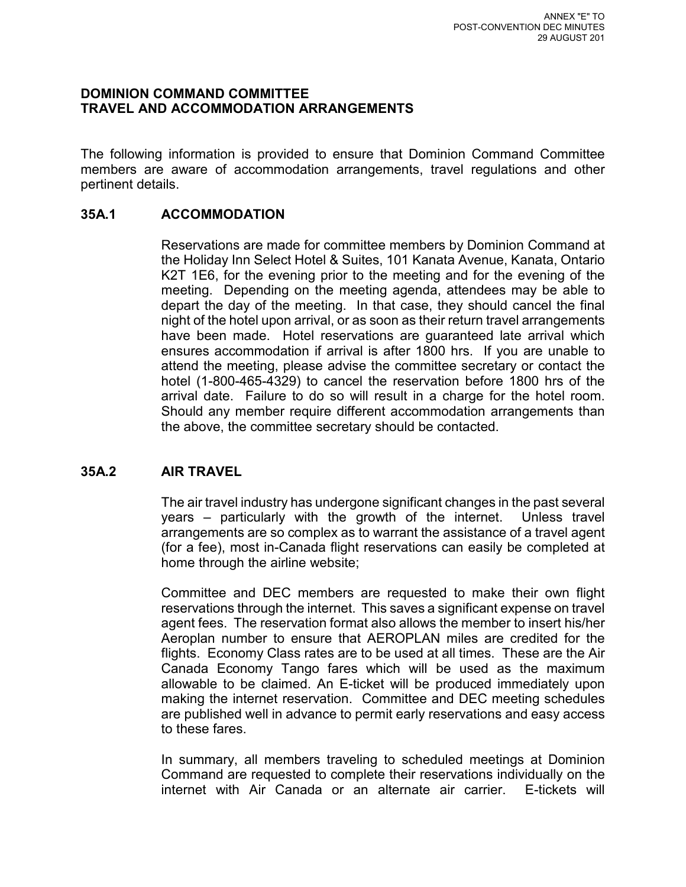ANNEX "E" TO
POST-CONVENTION DEC MINUTES
29 AUGUST 201

**DOMINION COMMAND COMMITTEE**
**TRAVEL AND ACCOMMODATION ARRANGEMENTS**

The following information is provided to ensure that Dominion Command Committee members are aware of accommodation arrangements, travel regulations and other pertinent details.

## 35A.1 ACCOMMODATION

Reservations are made for committee members by Dominion Command at the Holiday Inn Select Hotel & Suites, 101 Kanata Avenue, Kanata, Ontario K2T 1E6, for the evening prior to the meeting and for the evening of the meeting. Depending on the meeting agenda, attendees may be able to depart the day of the meeting. In that case, they should cancel the final night of the hotel upon arrival, or as soon as their return travel arrangements have been made. Hotel reservations are guaranteed late arrival which ensures accommodation if arrival is after 1800 hrs. If you are unable to attend the meeting, please advise the committee secretary or contact the hotel (1-800-465-4329) to cancel the reservation before 1800 hrs of the arrival date. Failure to do so will result in a charge for the hotel room. Should any member require different accommodation arrangements than the above, the committee secretary should be contacted.

## 35A.2 AIR TRAVEL

The air travel industry has undergone significant changes in the past several years – particularly with the growth of the internet. Unless travel arrangements are so complex as to warrant the assistance of a travel agent (for a fee), most in-Canada flight reservations can easily be completed at home through the airline website;

Committee and DEC members are requested to make their own flight reservations through the internet. This saves a significant expense on travel agent fees. The reservation format also allows the member to insert his/her Aeroplan number to ensure that AEROPLAN miles are credited for the flights. Economy Class rates are to be used at all times. These are the Air Canada Economy Tango fares which will be used as the maximum allowable to be claimed. An E-ticket will be produced immediately upon making the internet reservation. Committee and DEC meeting schedules are published well in advance to permit early reservations and easy access to these fares.

In summary, all members traveling to scheduled meetings at Dominion Command are requested to complete their reservations individually on the internet with Air Canada or an alternate air carrier. E-tickets will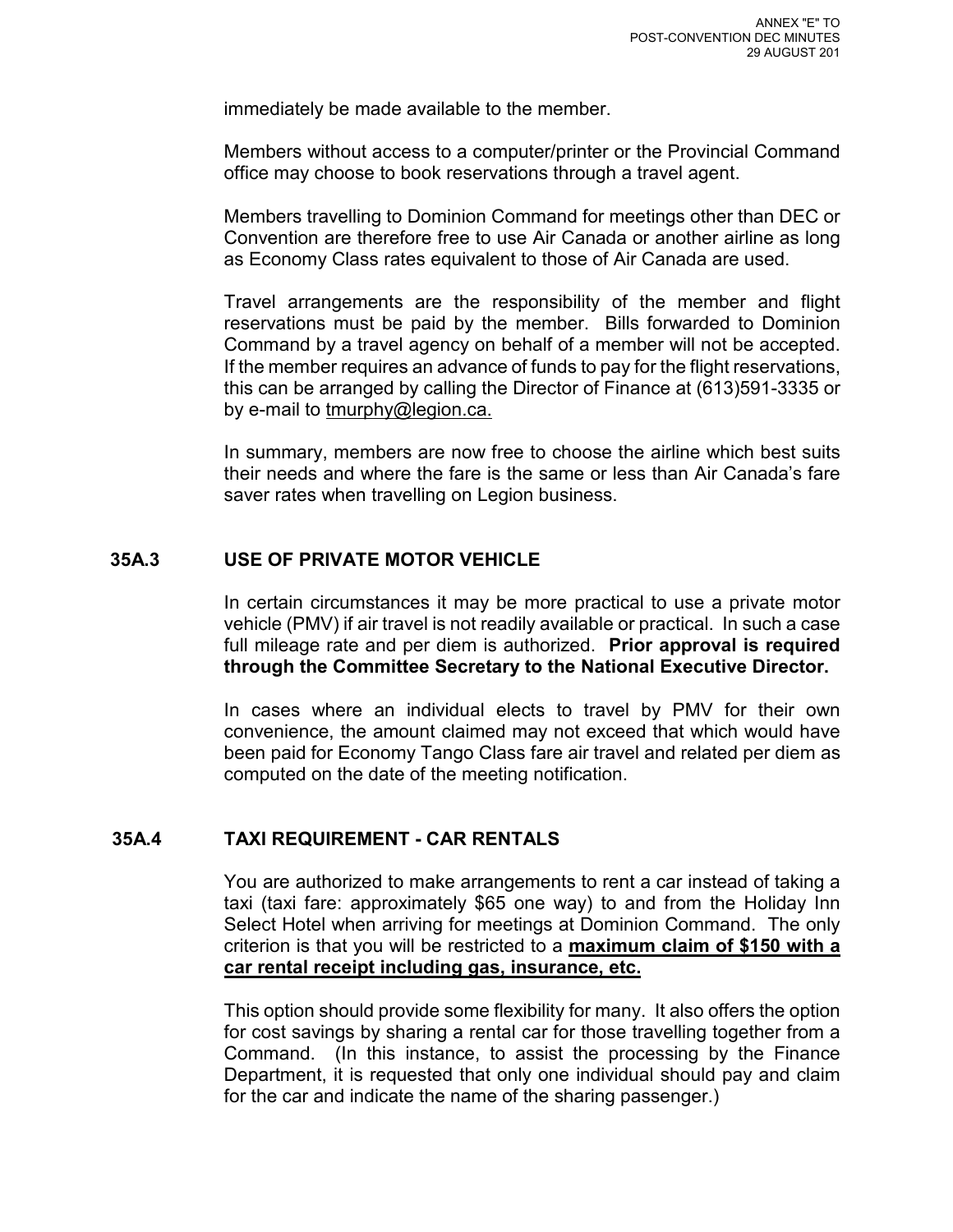immediately be made available to the member.

Members without access to a computer/printer or the Provincial Command office may choose to book reservations through a travel agent.

Members travelling to Dominion Command for meetings other than DEC or Convention are therefore free to use Air Canada or another airline as long as Economy Class rates equivalent to those of Air Canada are used.

Travel arrangements are the responsibility of the member and flight reservations must be paid by the member. Bills forwarded to Dominion Command by a travel agency on behalf of a member will not be accepted. If the member requires an advance of funds to pay for the flight reservations, this can be arranged by calling the Director of Finance at (613)591-3335 or by e-mail to tmurphy@legion.ca.

In summary, members are now free to choose the airline which best suits their needs and where the fare is the same or less than Air Canada's fare saver rates when travelling on Legion business.

## 35A.3 USE OF PRIVATE MOTOR VEHICLE

In certain circumstances it may be more practical to use a private motor vehicle (PMV) if air travel is not readily available or practical. In such a case full mileage rate and per diem is authorized. **Prior approval is required through the Committee Secretary to the National Executive Director.**

In cases where an individual elects to travel by PMV for their own convenience, the amount claimed may not exceed that which would have been paid for Economy Tango Class fare air travel and related per diem as computed on the date of the meeting notification.

## 35A.4 TAXI REQUIREMENT - CAR RENTALS

You are authorized to make arrangements to rent a car instead of taking a taxi (taxi fare: approximately $65 one way) to and from the Holiday Inn Select Hotel when arriving for meetings at Dominion Command. The only criterion is that you will be restricted to a **maximum claim of $150 with a car rental receipt including gas, insurance, etc.**

This option should provide some flexibility for many. It also offers the option for cost savings by sharing a rental car for those travelling together from a Command. (In this instance, to assist the processing by the Finance Department, it is requested that only one individual should pay and claim for the car and indicate the name of the sharing passenger.)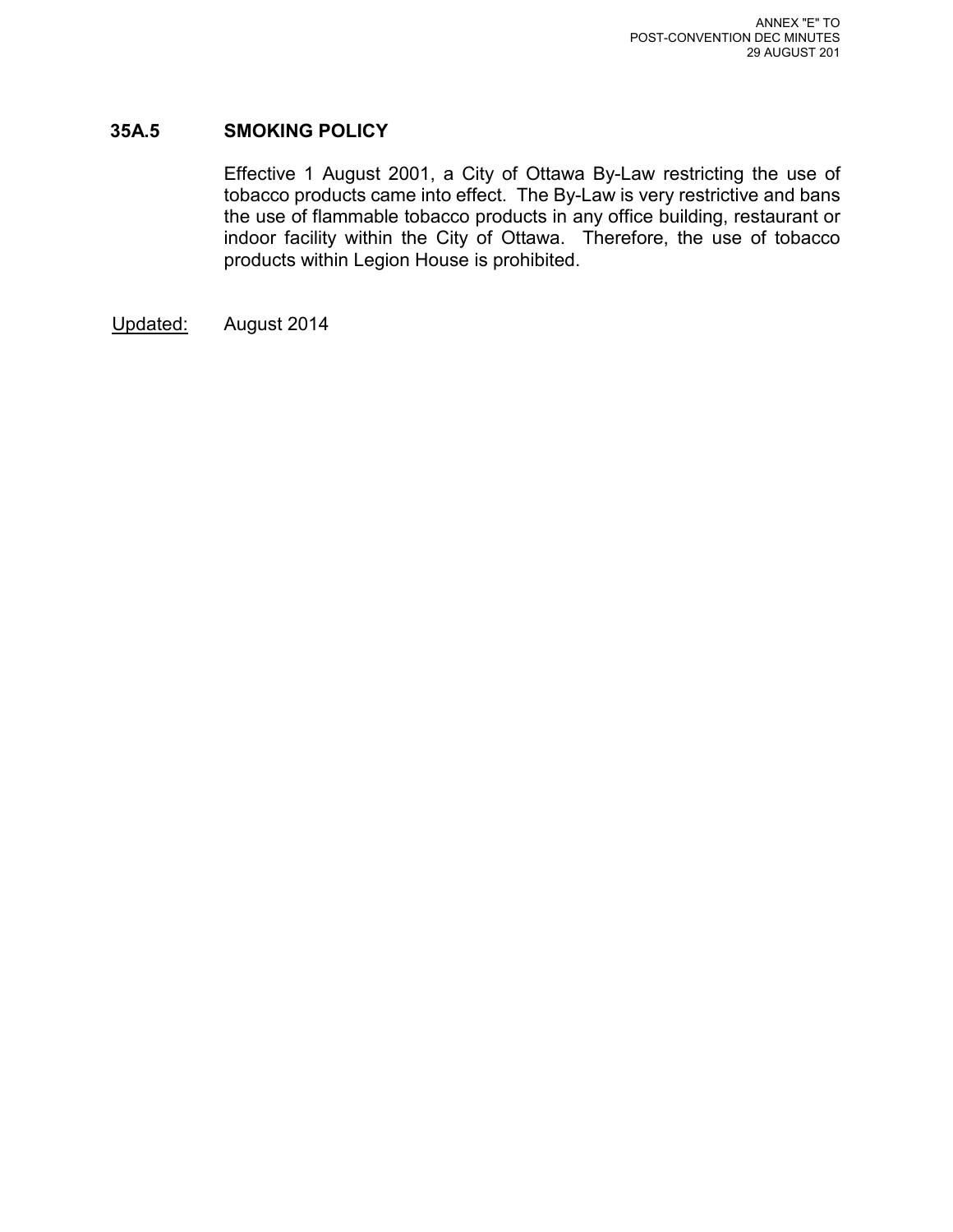## 35A.5 SMOKING POLICY

Effective 1 August 2001, a City of Ottawa By-Law restricting the use of tobacco products came into effect. The By-Law is very restrictive and bans the use of flammable tobacco products in any office building, restaurant or indoor facility within the City of Ottawa. Therefore, the use of tobacco products within Legion House is prohibited.

Updated: August 2014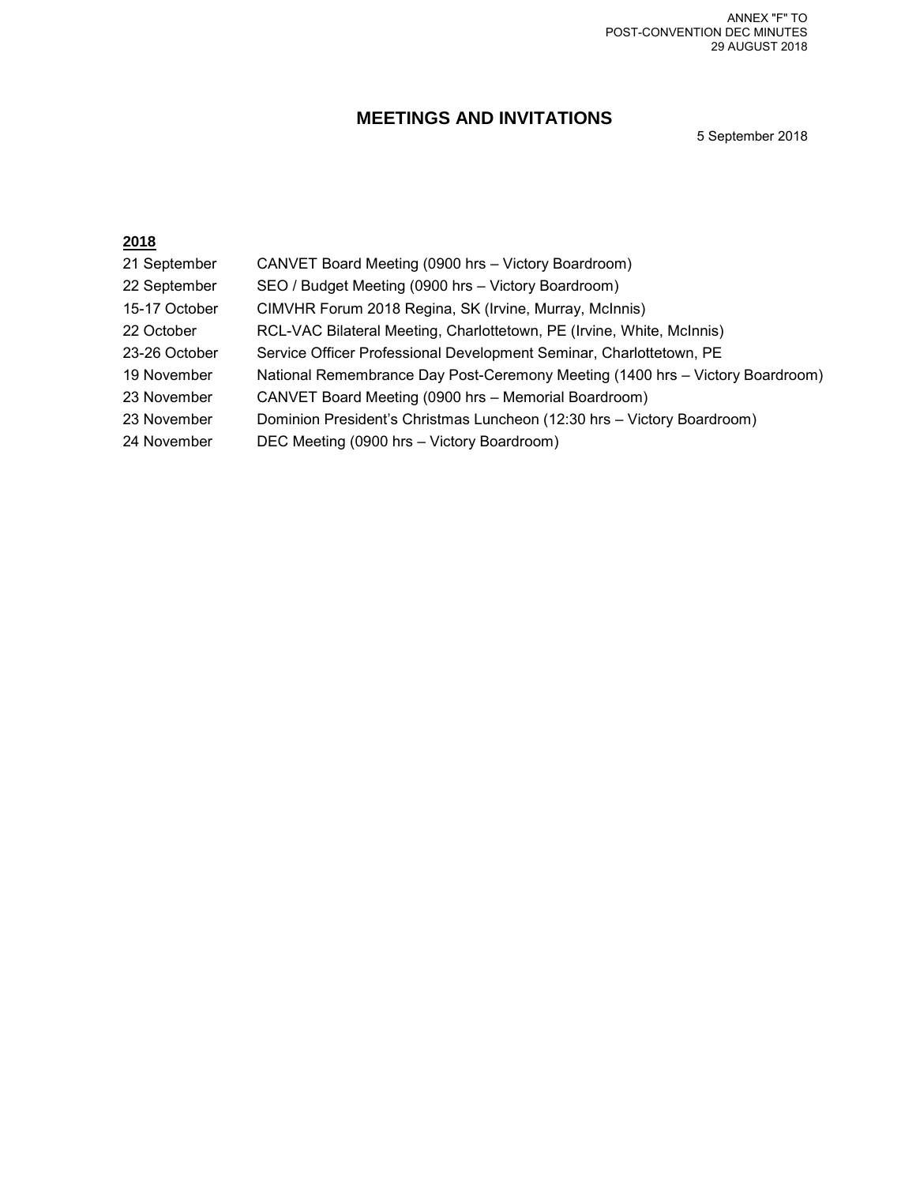ANNEX "F" TO
POST-CONVENTION DEC MINUTES
29 AUGUST 2018

# MEETINGS AND INVITATIONS

5 September 2018

**2018**

| | |
|---|---|
| 21 September | CANVET Board Meeting (0900 hrs – Victory Boardroom) |
| 22 September | SEO / Budget Meeting (0900 hrs – Victory Boardroom) |
| 15-17 October | CIMVHR Forum 2018 Regina, SK (Irvine, Murray, McInnis) |
| 22 October | RCL-VAC Bilateral Meeting, Charlottetown, PE (Irvine, White, McInnis) |
| 23-26 October | Service Officer Professional Development Seminar, Charlottetown, PE |
| 19 November | National Remembrance Day Post-Ceremony Meeting (1400 hrs – Victory Boardroom) |
| 23 November | CANVET Board Meeting (0900 hrs – Memorial Boardroom) |
| 23 November | Dominion President's Christmas Luncheon (12:30 hrs – Victory Boardroom) |
| 24 November | DEC Meeting (0900 hrs – Victory Boardroom) |